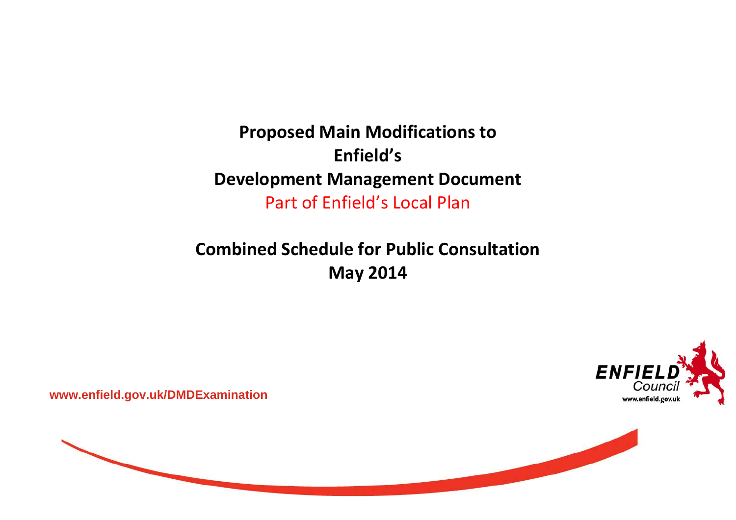# Proposed Main Modifications to Enfield's Development Management Document

Part of Enfield's Local Plan

## Combined Schedule for Public Consultation

## May 2014

www.enfield.gov.uk/DMDExamination

ENFIELD Council
www.enfield.gov.uk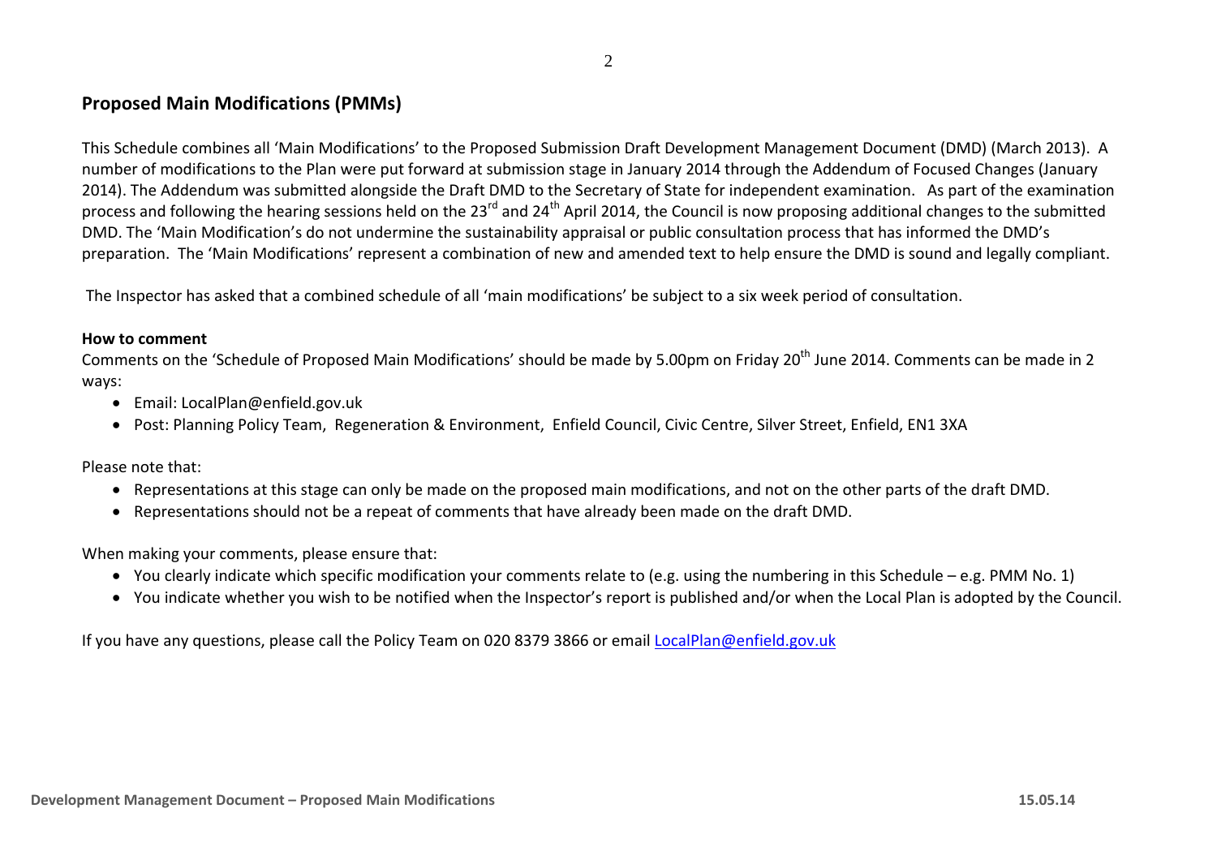## Proposed Main Modifications (PMMs)

This Schedule combines all 'Main Modifications' to the Proposed Submission Draft Development Management Document (DMD) (March 2013). A number of modifications to the Plan were put forward at submission stage in January 2014 through the Addendum of Focused Changes (January 2014). The Addendum was submitted alongside the Draft DMD to the Secretary of State for independent examination. As part of the examination process and following the hearing sessions held on the 23rd and 24th April 2014, the Council is now proposing additional changes to the submitted DMD. The 'Main Modification's do not undermine the sustainability appraisal or public consultation process that has informed the DMD's preparation. The 'Main Modifications' represent a combination of new and amended text to help ensure the DMD is sound and legally compliant.

The Inspector has asked that a combined schedule of all 'main modifications' be subject to a six week period of consultation.

**How to comment**

Comments on the 'Schedule of Proposed Main Modifications' should be made by 5.00pm on Friday 20th June 2014. Comments can be made in 2 ways:

- Email: LocalPlan@enfield.gov.uk
- Post: Planning Policy Team, Regeneration & Environment, Enfield Council, Civic Centre, Silver Street, Enfield, EN1 3XA

Please note that:

- Representations at this stage can only be made on the proposed main modifications, and not on the other parts of the draft DMD.
- Representations should not be a repeat of comments that have already been made on the draft DMD.

When making your comments, please ensure that:

- You clearly indicate which specific modification your comments relate to (e.g. using the numbering in this Schedule – e.g. PMM No. 1)
- You indicate whether you wish to be notified when the Inspector's report is published and/or when the Local Plan is adopted by the Council.

If you have any questions, please call the Policy Team on 020 8379 3866 or email LocalPlan@enfield.gov.uk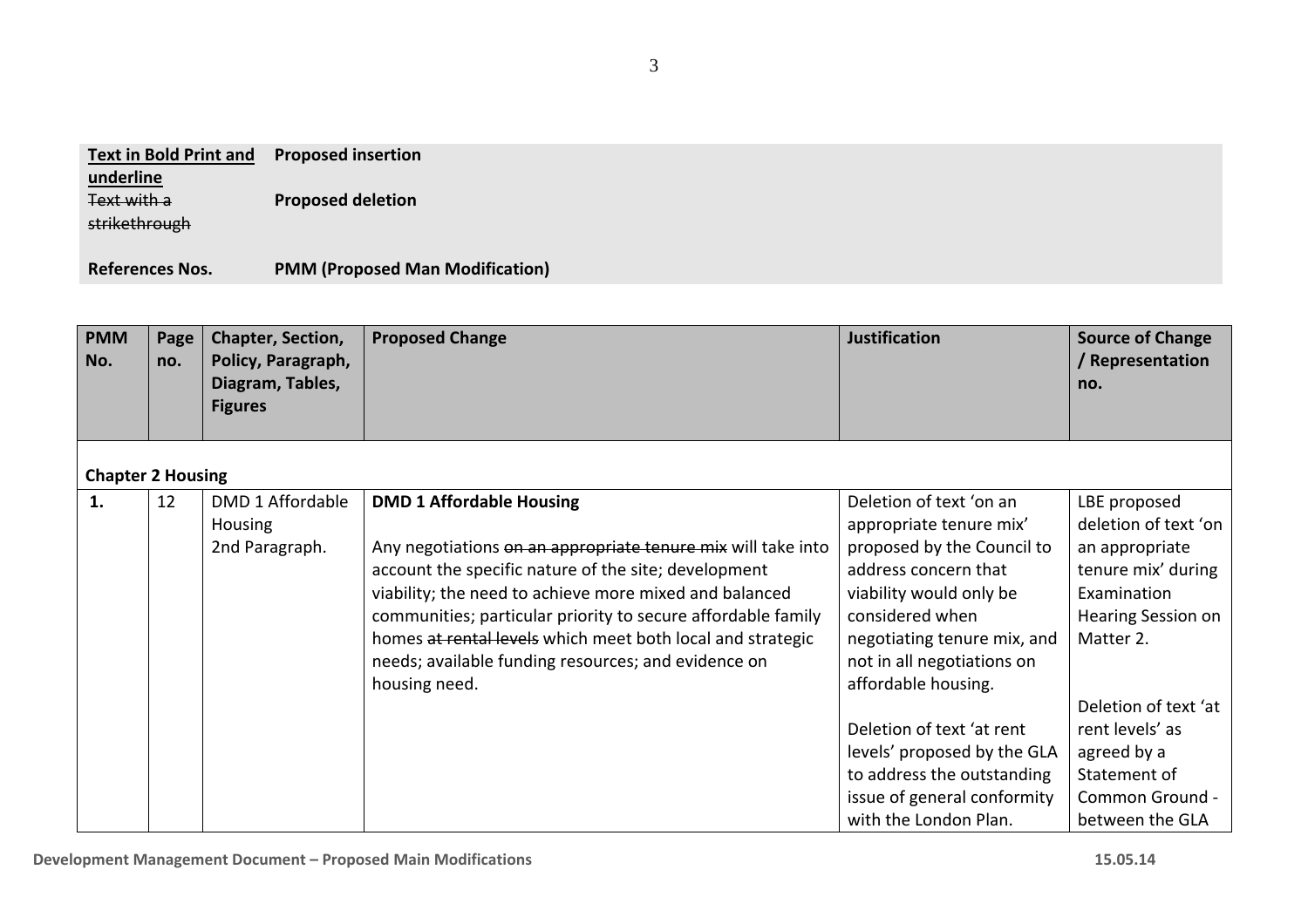| **Text in Bold Print and underline** | **Proposed insertion** |
|---|---|
| ~~Text with a strikethrough~~ | **Proposed deletion** |
| **References Nos.** | **PMM (Proposed Man Modification)** |

| **PMM No.** | **Page no.** | **Chapter, Section, Policy, Paragraph, Diagram, Tables, Figures** | **Proposed Change** | **Justification** | **Source of Change / Representation no.** |
|---|---|---|---|---|---|
| **Chapter 2 Housing** | | | | | |
| **1.** | 12 | DMD 1 Affordable Housing 2nd Paragraph. | **DMD 1 Affordable Housing** <br><br> Any negotiations ~~on an appropriate tenure mix~~ will take into account the specific nature of the site; development viability; the need to achieve more mixed and balanced communities; particular priority to secure affordable family homes ~~at rental levels~~ which meet both local and strategic needs; available funding resources; and evidence on housing need. | Deletion of text 'on an appropriate tenure mix' proposed by the Council to address concern that viability would only be considered when negotiating tenure mix, and not in all negotiations on affordable housing. <br><br> Deletion of text 'at rent levels' proposed by the GLA to address the outstanding issue of general conformity with the London Plan. | LBE proposed deletion of text 'on an appropriate tenure mix' during Examination Hearing Session on Matter 2. <br><br> Deletion of text 'at rent levels' as agreed by a Statement of Common Ground - between the GLA |

Development Management Document – Proposed Main Modifications 15.05.14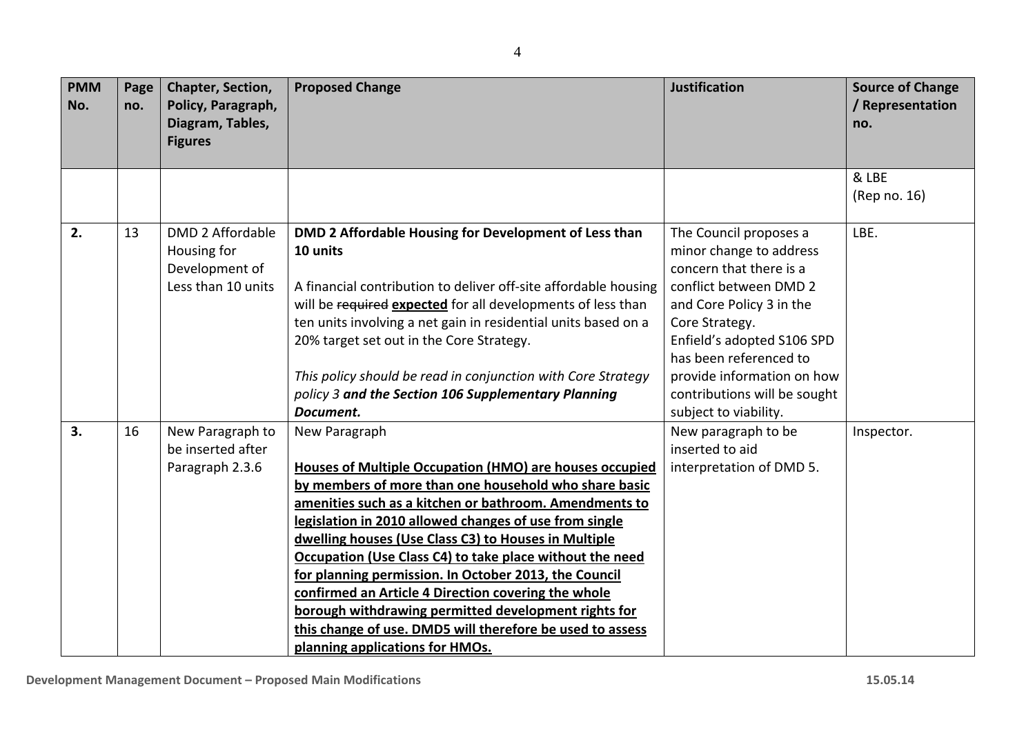| PMM No. | Page no. | Chapter, Section, Policy, Paragraph, Diagram, Tables, Figures | Proposed Change | Justification | Source of Change / Representation no. |
|---|---|---|---|---|---|
| | | | | | & LBE (Rep no. 16) |
| **2.** | 13 | DMD 2 Affordable Housing for Development of Less than 10 units | **DMD 2 Affordable Housing for Development of Less than 10 units**<br><br>A financial contribution to deliver off-site affordable housing will be ~~required~~ **<u>expected</u>** for all developments of less than ten units involving a net gain in residential units based on a 20% target set out in the Core Strategy.<br><br>*This policy should be read in conjunction with Core Strategy policy 3* ***and the Section 106 Supplementary Planning Document.*** | The Council proposes a minor change to address concern that there is a conflict between DMD 2 and Core Policy 3 in the Core Strategy. Enfield's adopted S106 SPD has been referenced to provide information on how contributions will be sought subject to viability. | LBE. |
| **3.** | 16 | New Paragraph to be inserted after Paragraph 2.3.6 | New Paragraph<br><br>**<u>Houses of Multiple Occupation (HMO) are houses occupied by members of more than one household who share basic amenities such as a kitchen or bathroom. Amendments to legislation in 2010 allowed changes of use from single dwelling houses (Use Class C3) to Houses in Multiple Occupation (Use Class C4) to take place without the need for planning permission. In October 2013, the Council confirmed an Article 4 Direction covering the whole borough withdrawing permitted development rights for this change of use. DMD5 will therefore be used to assess planning applications for HMOs.</u>** | New paragraph to be inserted to aid interpretation of DMD 5. | Inspector. |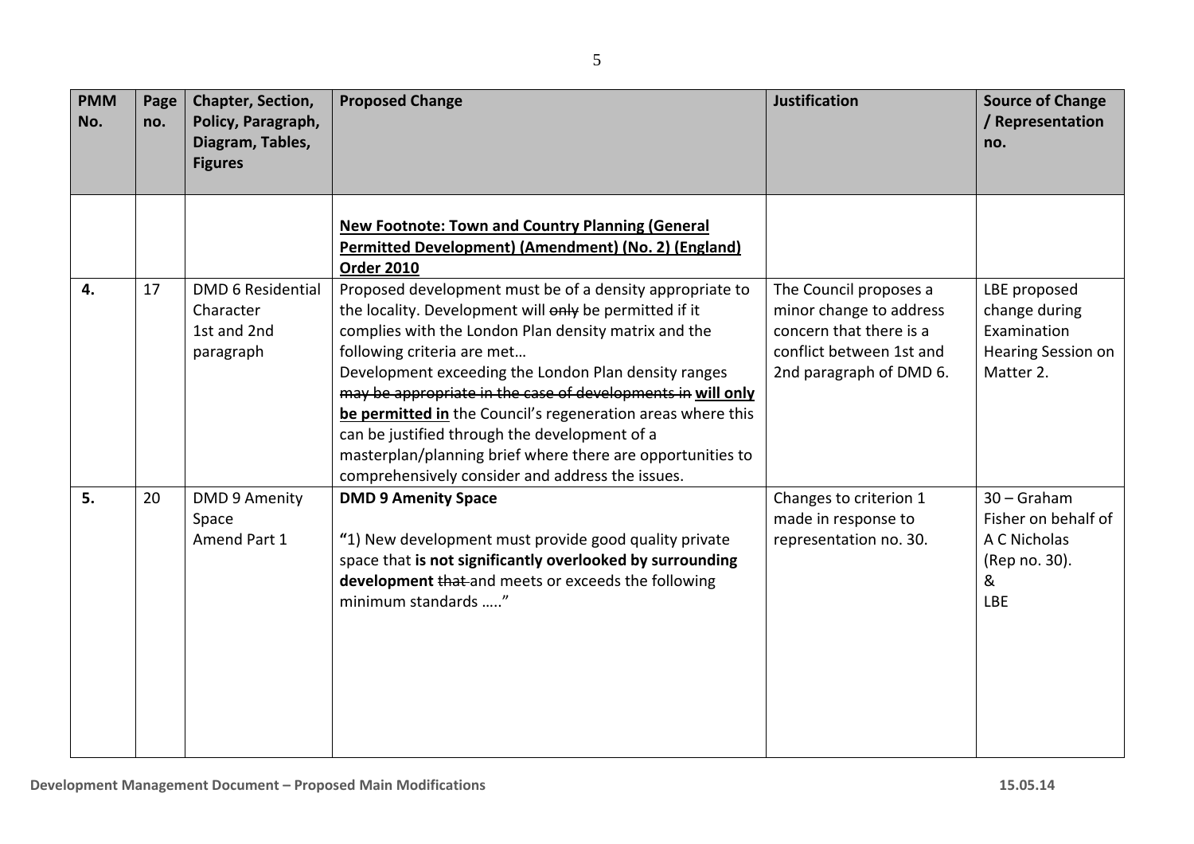| PMM No. | Page no. | Chapter, Section, Policy, Paragraph, Diagram, Tables, Figures | Proposed Change | Justification | Source of Change / Representation no. |
|---|---|---|---|---|---|
| | | | <u>**New Footnote: Town and Country Planning (General Permitted Development) (Amendment) (No. 2) (England) Order 2010**</u> | | |
| **4.** | 17 | DMD 6 Residential Character 1st and 2nd paragraph | Proposed development must be of a density appropriate to the locality. Development will ~~only~~ be permitted if it complies with the London Plan density matrix and the following criteria are met… Development exceeding the London Plan density ranges ~~may be appropriate in the case of developments in~~ <u>**will only be permitted in**</u> the Council's regeneration areas where this can be justified through the development of a masterplan/planning brief where there are opportunities to comprehensively consider and address the issues. | The Council proposes a minor change to address concern that there is a conflict between 1st and 2nd paragraph of DMD 6. | LBE proposed change during Examination Hearing Session on Matter 2. |
| **5.** | 20 | DMD 9 Amenity Space Amend Part 1 | **DMD 9 Amenity Space** **"**1) New development must provide good quality private space that **is not significantly overlooked by surrounding development** ~~that~~ and meets or exceeds the following minimum standards ….." | Changes to criterion 1 made in response to representation no. 30. | 30 – Graham Fisher on behalf of A C Nicholas (Rep no. 30). & LBE |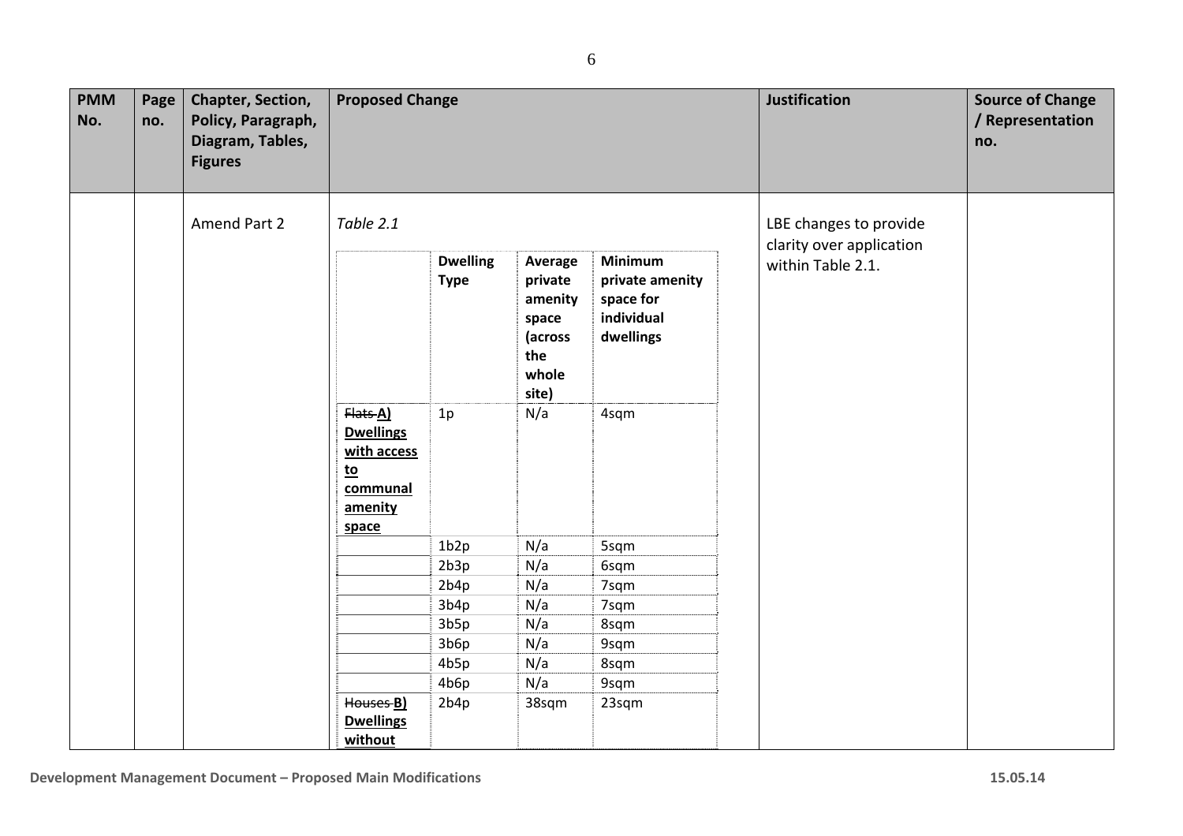| PMM No. | Page no. | Chapter, Section, Policy, Paragraph, Diagram, Tables, Figures | Proposed Change | Justification | Source of Change / Representation no. |
|---|---|---|---|---|---|
| | | Amend Part 2 | *Table 2.1* | LBE changes to provide clarity over application within Table 2.1. | |

| | Dwelling Type | Average private amenity space (across the whole site) | Minimum private amenity space for individual dwellings |
|---|---|---|---|
| ~~Flats~~ **A) Dwellings with access to communal amenity space** | 1p | N/a | 4sqm |
| | 1b2p | N/a | 5sqm |
| | 2b3p | N/a | 6sqm |
| | 2b4p | N/a | 7sqm |
| | 3b4p | N/a | 7sqm |
| | 3b5p | N/a | 8sqm |
| | 3b6p | N/a | 9sqm |
| | 4b5p | N/a | 8sqm |
| | 4b6p | N/a | 9sqm |
| ~~Houses~~ **B) Dwellings without** | 2b4p | 38sqm | 23sqm |

Development Management Document – Proposed Main Modifications 15.05.14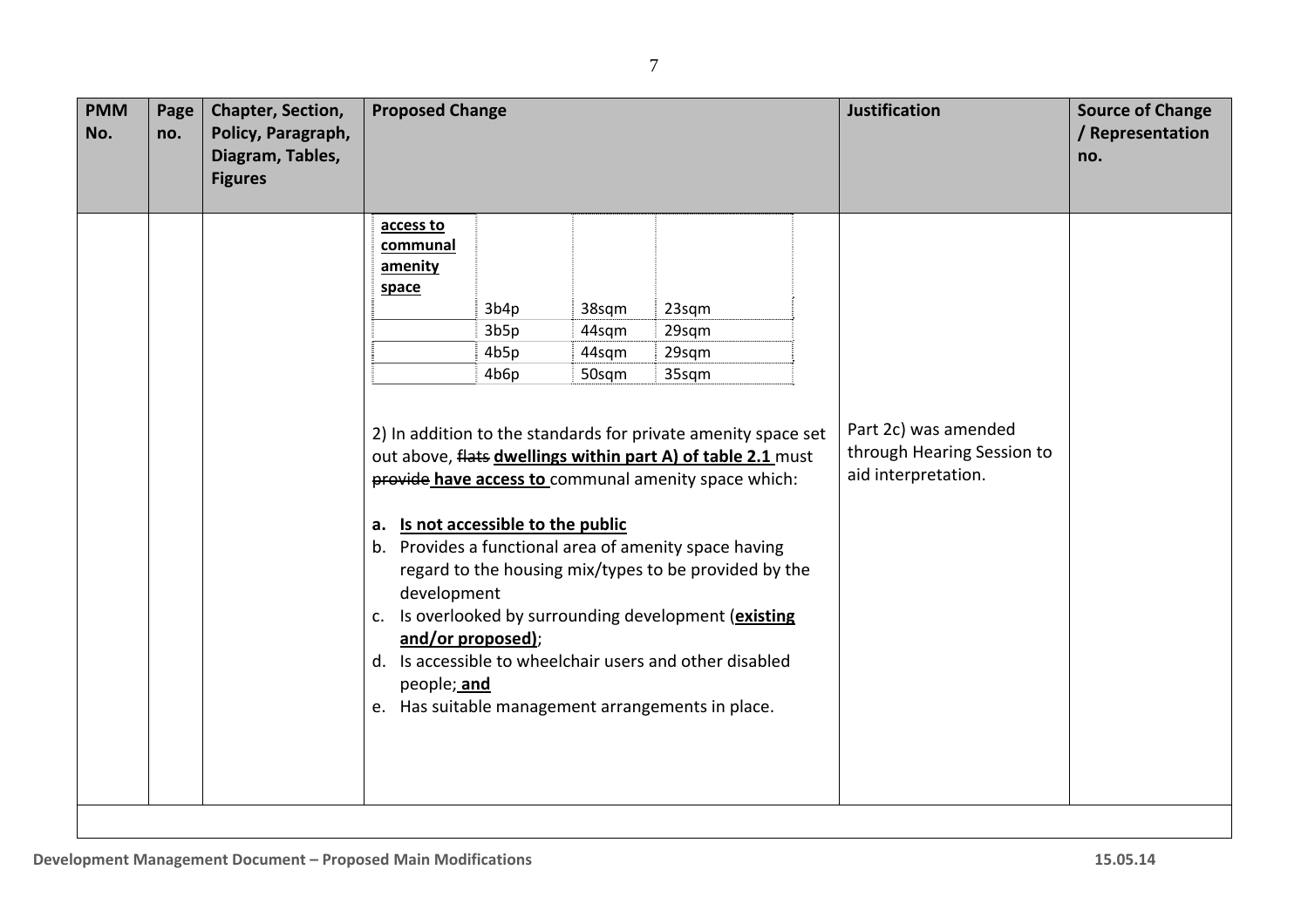| PMM No. | Page no. | Chapter, Section, Policy, Paragraph, Diagram, Tables, Figures | Proposed Change | Justification | Source of Change / Representation no. |
|---|---|---|---|---|---|
| | | | <table><tr><td><u>**access to communal amenity space**</u></td><td></td><td></td><td></td></tr><tr><td></td><td>3b4p</td><td>38sqm</td><td>23sqm</td></tr><tr><td></td><td>3b5p</td><td>44sqm</td><td>29sqm</td></tr><tr><td></td><td>4b5p</td><td>44sqm</td><td>29sqm</td></tr><tr><td></td><td>4b6p</td><td>50sqm</td><td>35sqm</td></tr></table><br><br>2) In addition to the standards for private amenity space set out above, ~~flats~~ <u>**dwellings within part A) of table 2.1**</u> must ~~provide~~ <u>**have access to**</u> communal amenity space which:<br><br>**a.** <u>**Is not accessible to the public**</u><br>b. Provides a functional area of amenity space having regard to the housing mix/types to be provided by the development<br>c. Is overlooked by surrounding development (<u>**existing and/or proposed)**</u>;<br>d. Is accessible to wheelchair users and other disabled people; <u>**and**</u><br>e. Has suitable management arrangements in place. | Part 2c) was amended through Hearing Session to aid interpretation. | |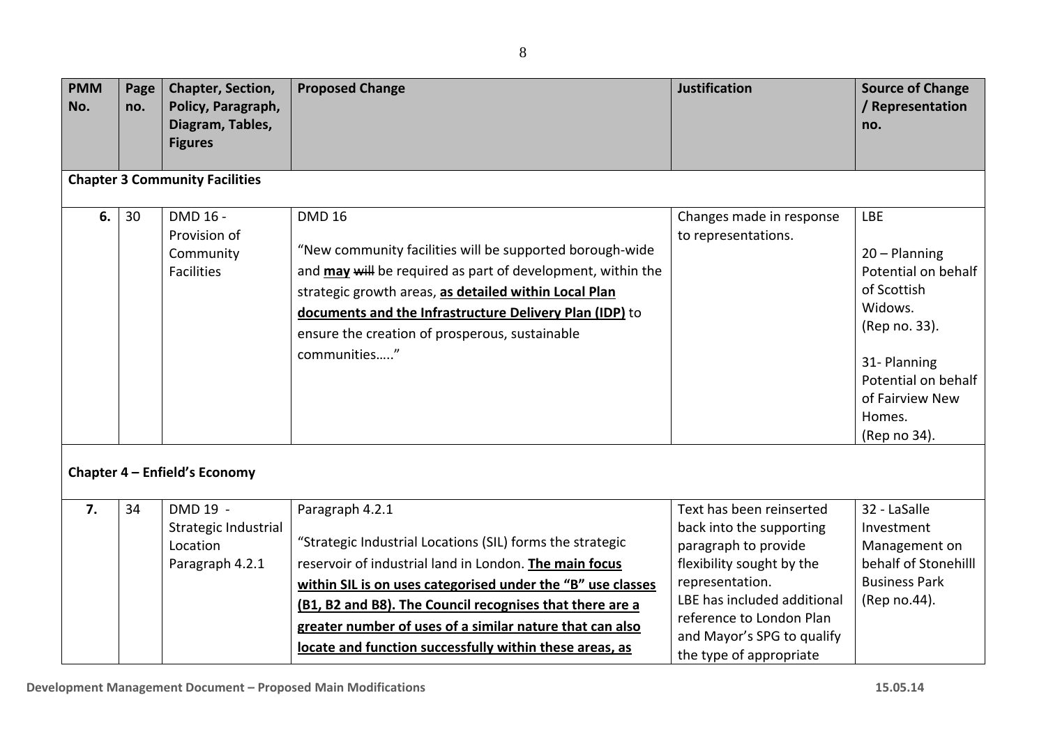| PMM No. | Page no. | Chapter, Section, Policy, Paragraph, Diagram, Tables, Figures | Proposed Change | Justification | Source of Change / Representation no. |
|---|---|---|---|---|---|
| **Chapter 3 Community Facilities** | | | | | |
| **6.** | 30 | DMD 16 - Provision of Community Facilities | DMD 16<br><br>"New community facilities will be supported borough-wide and **<u>may</u>** ~~will~~ be required as part of development, within the strategic growth areas, **<u>as detailed within Local Plan documents and the Infrastructure Delivery Plan (IDP)</u>** to ensure the creation of prosperous, sustainable communities….." | Changes made in response to representations. | LBE<br><br>20 – Planning Potential on behalf of Scottish Widows. (Rep no. 33).<br><br>31- Planning Potential on behalf of Fairview New Homes. (Rep no 34). |
| **Chapter 4 – Enfield's Economy** | | | | | |
| **7.** | 34 | DMD 19 - Strategic Industrial Location Paragraph 4.2.1 | Paragraph 4.2.1<br><br>"Strategic Industrial Locations (SIL) forms the strategic reservoir of industrial land in London. **<u>The main focus within SIL is on uses categorised under the "B" use classes (B1, B2 and B8). The Council recognises that there are a greater number of uses of a similar nature that can also locate and function successfully within these areas, as</u>** | Text has been reinserted back into the supporting paragraph to provide flexibility sought by the representation. LBE has included additional reference to London Plan and Mayor's SPG to qualify the type of appropriate | 32 - LaSalle Investment Management on behalf of Stonehilll Business Park (Rep no.44). |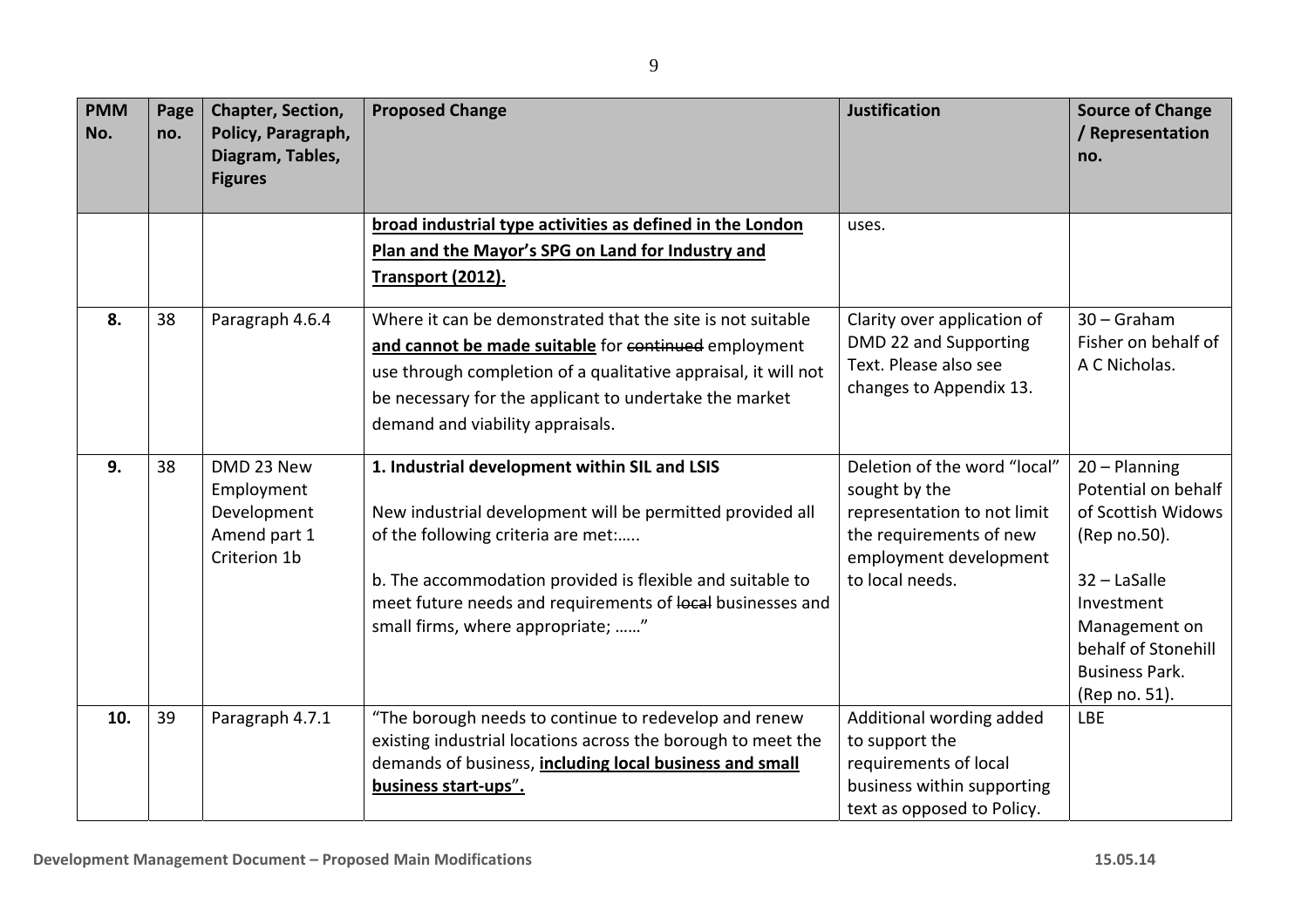| PMM No. | Page no. | Chapter, Section, Policy, Paragraph, Diagram, Tables, Figures | Proposed Change | Justification | Source of Change / Representation no. |
|---|---|---|---|---|---|
| | | | <u>**broad industrial type activities as defined in the London Plan and the Mayor's SPG on Land for Industry and Transport (2012).**</u> | uses. | |
| **8.** | 38 | Paragraph 4.6.4 | Where it can be demonstrated that the site is not suitable <u>**and cannot be made suitable**</u> for ~~continued~~ employment use through completion of a qualitative appraisal, it will not be necessary for the applicant to undertake the market demand and viability appraisals. | Clarity over application of DMD 22 and Supporting Text. Please also see changes to Appendix 13. | 30 – Graham Fisher on behalf of A C Nicholas. |
| **9.** | 38 | DMD 23 New Employment Development Amend part 1 Criterion 1b | **1. Industrial development within SIL and LSIS**<br><br>New industrial development will be permitted provided all of the following criteria are met:…..<br><br>b. The accommodation provided is flexible and suitable to meet future needs and requirements of ~~local~~ businesses and small firms, where appropriate; ……" | Deletion of the word "local" sought by the representation to not limit the requirements of new employment development to local needs. | 20 – Planning Potential on behalf of Scottish Widows (Rep no.50).<br><br>32 – LaSalle Investment Management on behalf of Stonehill Business Park. (Rep no. 51). |
| **10.** | 39 | Paragraph 4.7.1 | "The borough needs to continue to redevelop and renew existing industrial locations across the borough to meet the demands of business, <u>**including local business and small business start-ups**</u>". | Additional wording added to support the requirements of local business within supporting text as opposed to Policy. | LBE |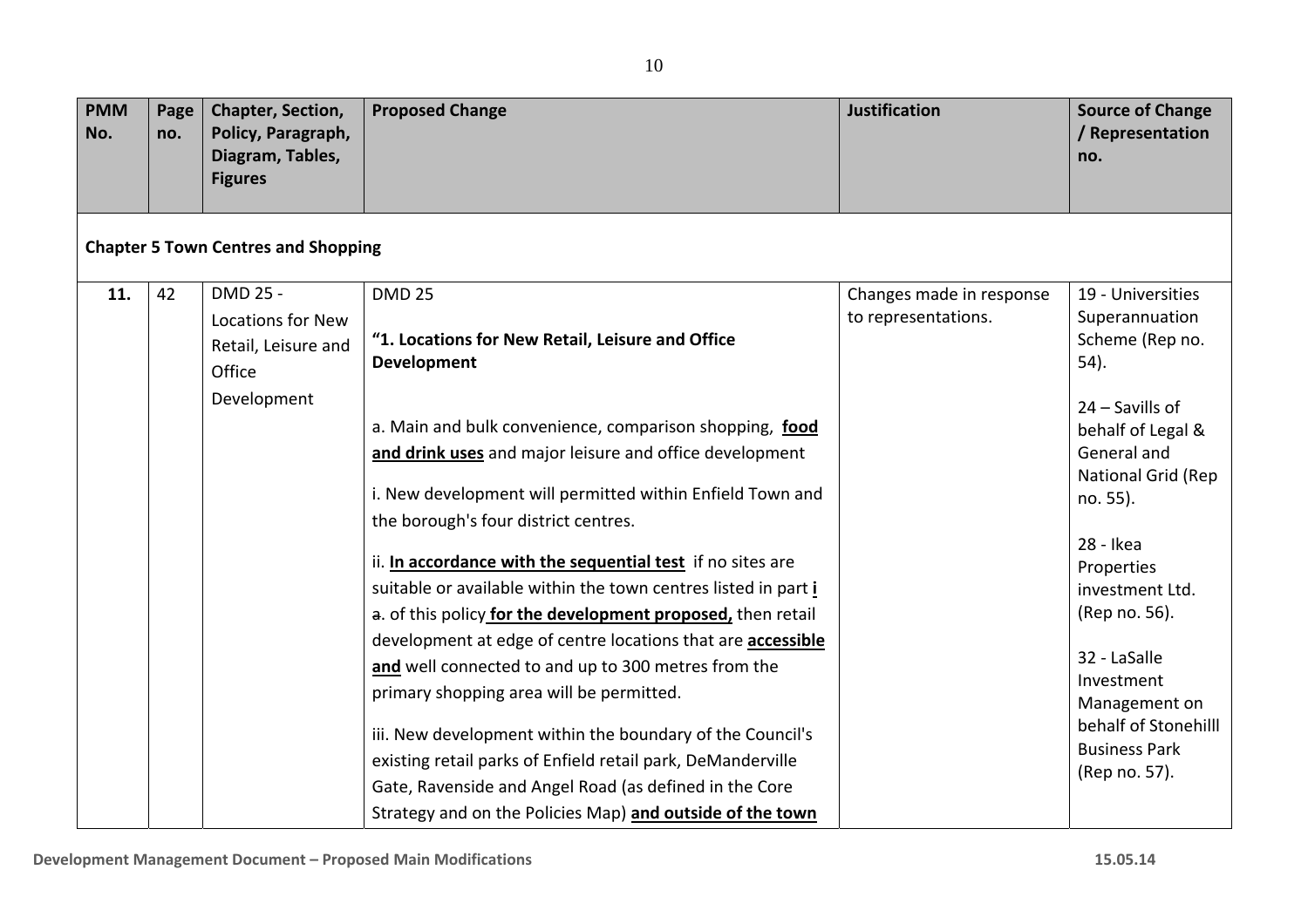| PMM No. | Page no. | Chapter, Section, Policy, Paragraph, Diagram, Tables, Figures | Proposed Change | Justification | Source of Change / Representation no. |
|---|---|---|---|---|---|
| **Chapter 5 Town Centres and Shopping** | | | | | |
| **11.** | 42 | DMD 25 - Locations for New Retail, Leisure and Office Development | DMD 25<br><br>**"1. Locations for New Retail, Leisure and Office Development**<br><br>a. Main and bulk convenience, comparison shopping, **food and drink uses** and major leisure and office development<br><br>i. New development will permitted within Enfield Town and the borough's four district centres.<br><br>ii. **In accordance with the sequential test** if no sites are suitable or available within the town centres listed in part **i** ~~a~~. of this policy **for the development proposed,** then retail development at edge of centre locations that are **accessible and** well connected to and up to 300 metres from the primary shopping area will be permitted.<br><br>iii. New development within the boundary of the Council's existing retail parks of Enfield retail park, DeManderville Gate, Ravenside and Angel Road (as defined in the Core Strategy and on the Policies Map) **and outside of the town** | Changes made in response to representations. | 19 - Universities Superannuation Scheme (Rep no. 54).<br><br>24 – Savills of behalf of Legal & General and National Grid (Rep no. 55).<br><br>28 - Ikea Properties investment Ltd. (Rep no. 56).<br><br>32 - LaSalle Investment Management on behalf of Stonehilll Business Park (Rep no. 57). |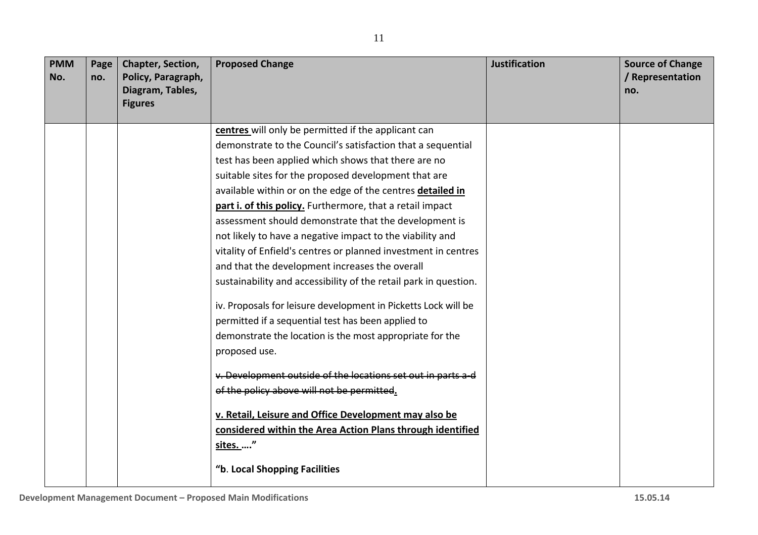| PMM No. | Page no. | Chapter, Section, Policy, Paragraph, Diagram, Tables, Figures | Proposed Change | Justification | Source of Change / Representation no. |
|---|---|---|---|---|---|
| | | | <u>**centres**</u> will only be permitted if the applicant can demonstrate to the Council's satisfaction that a sequential test has been applied which shows that there are no suitable sites for the proposed development that are available within or on the edge of the centres <u>**detailed in part i. of this policy.**</u> Furthermore, that a retail impact assessment should demonstrate that the development is not likely to have a negative impact to the viability and vitality of Enfield's centres or planned investment in centres and that the development increases the overall sustainability and accessibility of the retail park in question.<br><br>iv. Proposals for leisure development in Picketts Lock will be permitted if a sequential test has been applied to demonstrate the location is the most appropriate for the proposed use.<br><br>~~v. Development outside of the locations set out in parts a-d of the policy above will not be permitted~~<u>**.**</u><br><br><u>**v. Retail, Leisure and Office Development may also be considered within the Area Action Plans through identified sites.**</u> **…."**<br><br>**"b**. **Local Shopping Facilities** | | |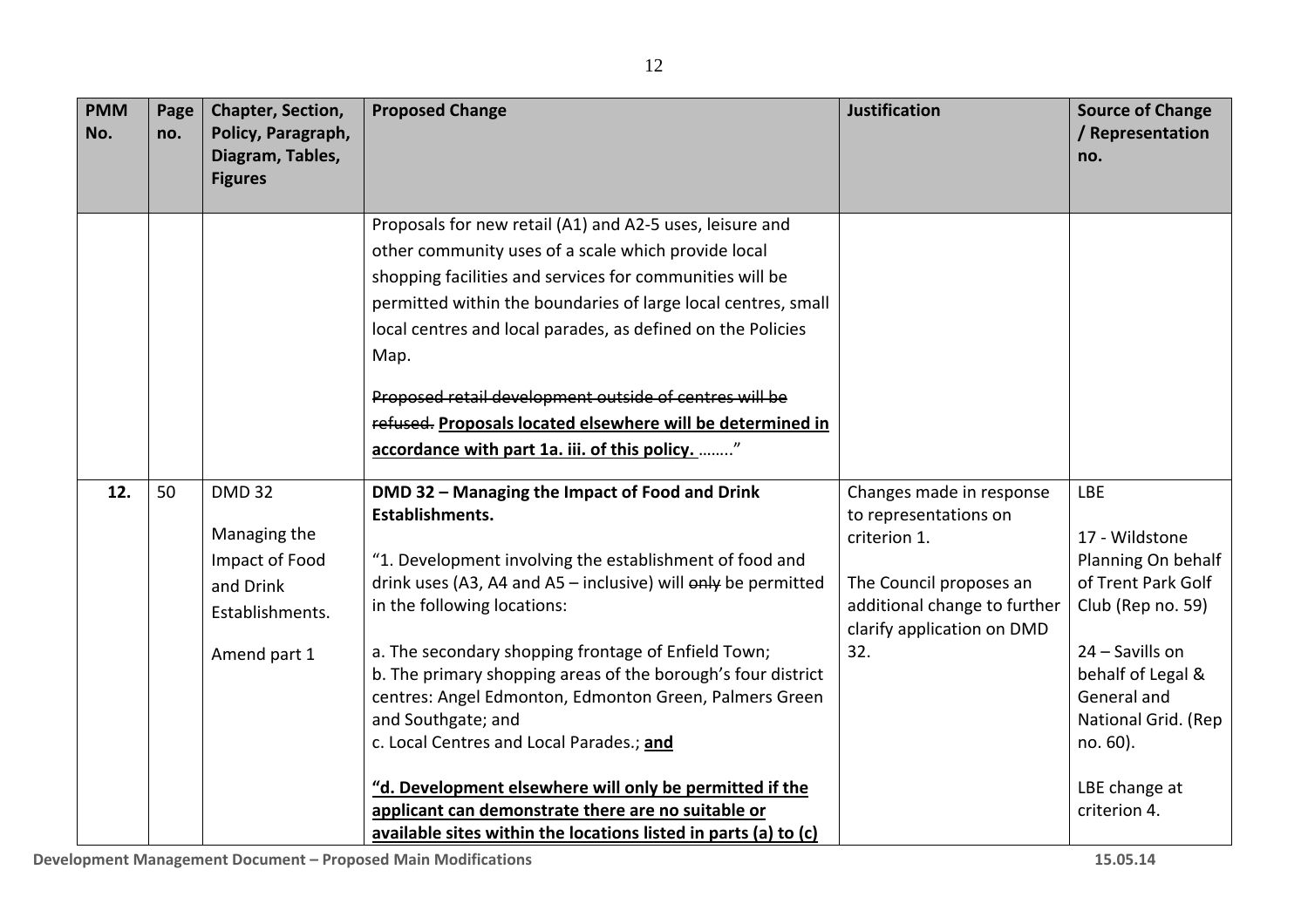| PMM No. | Page no. | Chapter, Section, Policy, Paragraph, Diagram, Tables, Figures | Proposed Change | Justification | Source of Change / Representation no. |
|---|---|---|---|---|---|
| | | | Proposals for new retail (A1) and A2-5 uses, leisure and other community uses of a scale which provide local shopping facilities and services for communities will be permitted within the boundaries of large local centres, small local centres and local parades, as defined on the Policies Map.<br><br>~~Proposed retail development outside of centres will be refused.~~ **<u>Proposals located elsewhere will be determined in accordance with part 1a. iii. of this policy.</u>** ……..” | | |
| **12.** | 50 | DMD 32<br><br>Managing the Impact of Food and Drink Establishments.<br><br>Amend part 1 | **DMD 32 – Managing the Impact of Food and Drink Establishments.**<br><br>“1. Development involving the establishment of food and drink uses (A3, A4 and A5 – inclusive) will ~~only~~ be permitted in the following locations:<br><br>a. The secondary shopping frontage of Enfield Town;<br>b. The primary shopping areas of the borough’s four district centres: Angel Edmonton, Edmonton Green, Palmers Green and Southgate; and<br>c. Local Centres and Local Parades.; **<u>and</u>**<br><br>**<u>“d. Development elsewhere will only be permitted if the applicant can demonstrate there are no suitable or available sites within the locations listed in parts (a) to (c)</u>** | Changes made in response to representations on criterion 1.<br><br>The Council proposes an additional change to further clarify application on DMD 32. | LBE<br><br>17 - Wildstone Planning On behalf of Trent Park Golf Club (Rep no. 59)<br><br>24 – Savills on behalf of Legal & General and National Grid. (Rep no. 60).<br><br>LBE change at criterion 4. |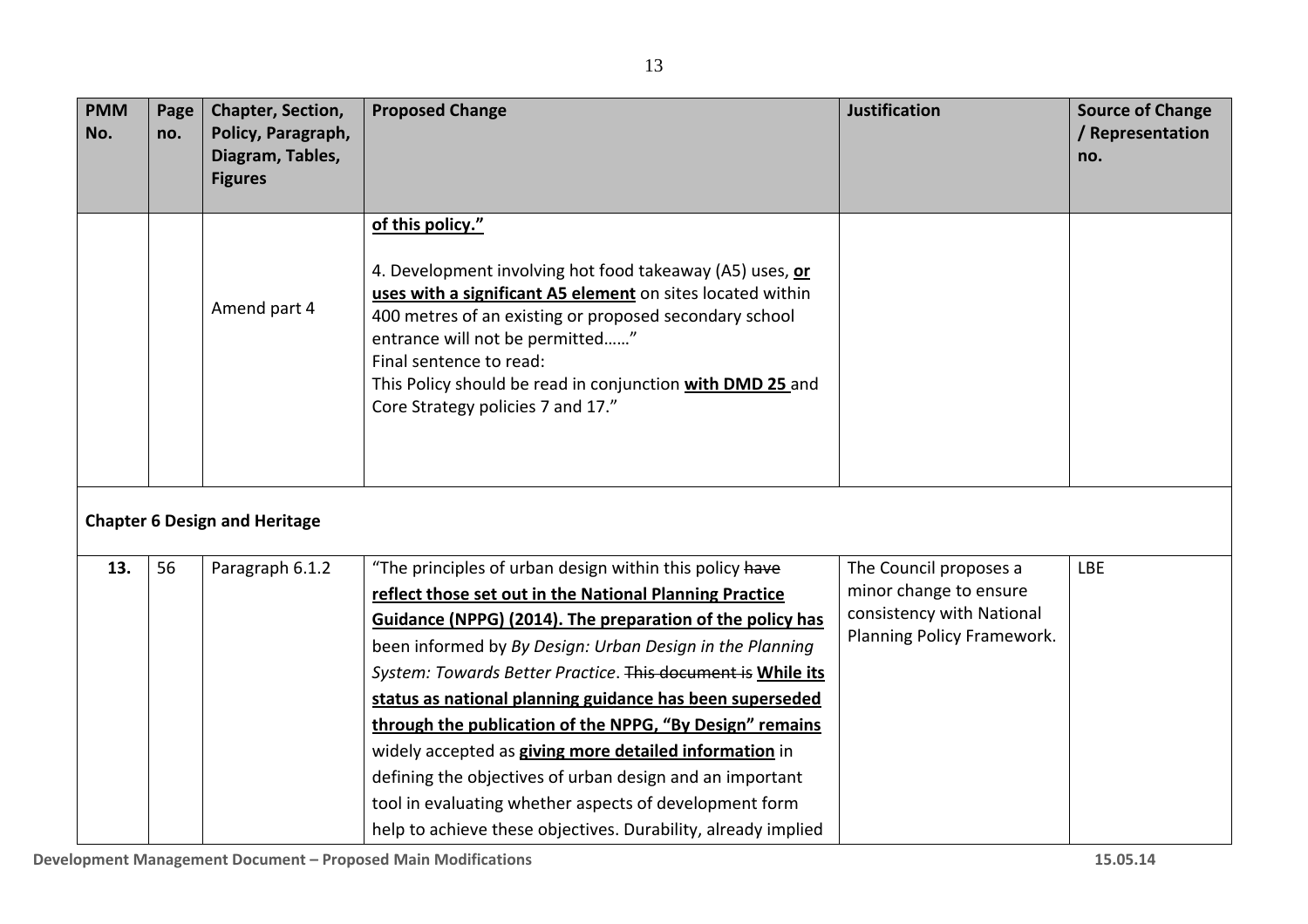| PMM No. | Page no. | Chapter, Section, Policy, Paragraph, Diagram, Tables, Figures | Proposed Change | Justification | Source of Change / Representation no. |
|---|---|---|---|---|---|
| | | Amend part 4 | **of this policy."**<br><br>4. Development involving hot food takeaway (A5) uses, **or uses with a significant A5 element** on sites located within 400 metres of an existing or proposed secondary school entrance will not be permitted……"<br>Final sentence to read:<br>This Policy should be read in conjunction **with DMD 25** and Core Strategy policies 7 and 17." | | |
| **Chapter 6 Design and Heritage** | | | | | |
| **13.** | 56 | Paragraph 6.1.2 | "The principles of urban design within this policy ~~have~~ **reflect those set out in the National Planning Practice Guidance (NPPG) (2014). The preparation of the policy has** been informed by *By Design: Urban Design in the Planning System: Towards Better Practice*. ~~This document is~~ **While its status as national planning guidance has been superseded through the publication of the NPPG, "By Design" remains** widely accepted as **giving more detailed information** in defining the objectives of urban design and an important tool in evaluating whether aspects of development form help to achieve these objectives. Durability, already implied | The Council proposes a minor change to ensure consistency with National Planning Policy Framework. | LBE |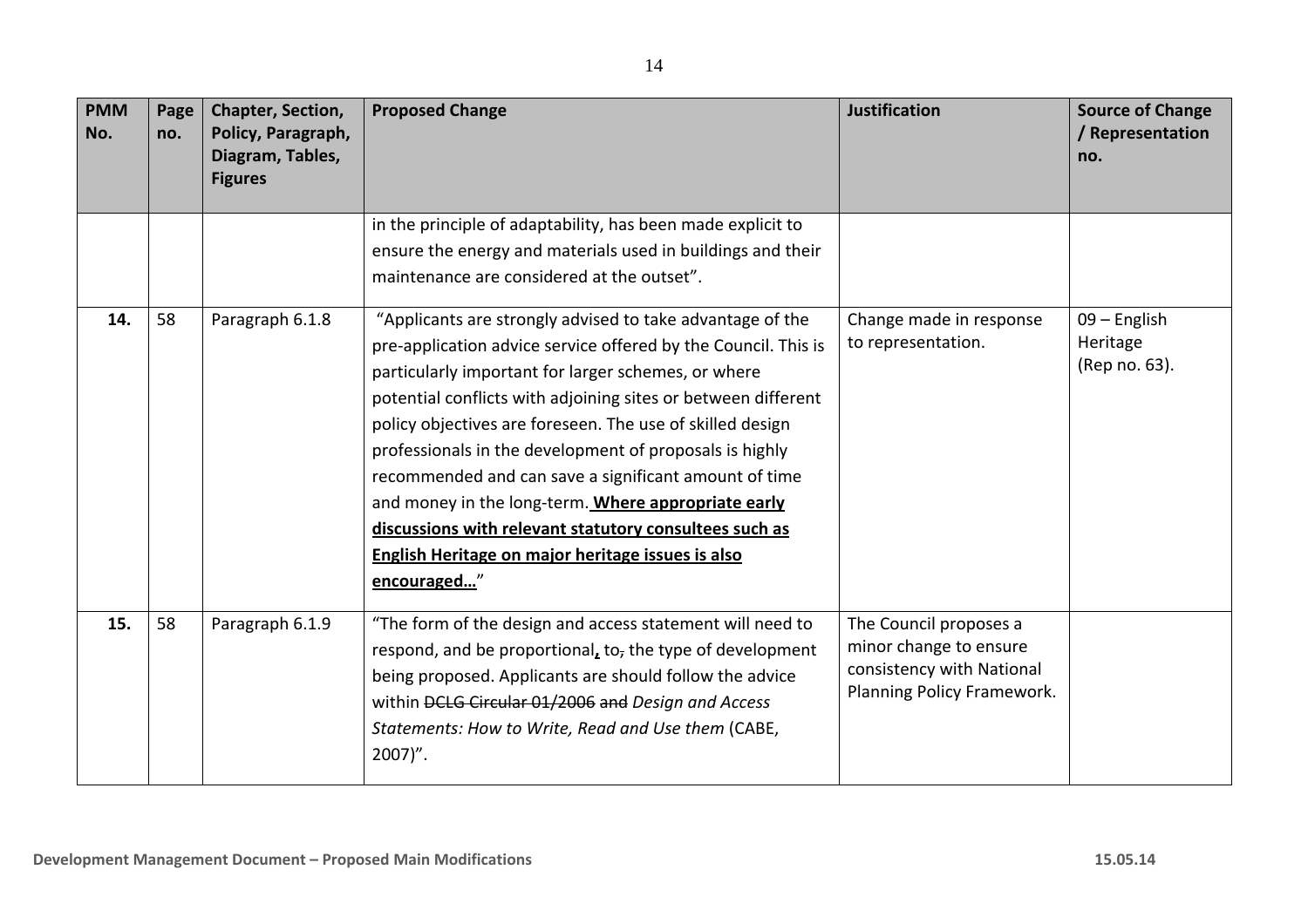| PMM No. | Page no. | Chapter, Section, Policy, Paragraph, Diagram, Tables, Figures | Proposed Change | Justification | Source of Change / Representation no. |
|---|---|---|---|---|---|
| | | | in the principle of adaptability, has been made explicit to ensure the energy and materials used in buildings and their maintenance are considered at the outset". | | |
| **14.** | 58 | Paragraph 6.1.8 | "Applicants are strongly advised to take advantage of the pre-application advice service offered by the Council. This is particularly important for larger schemes, or where potential conflicts with adjoining sites or between different policy objectives are foreseen. The use of skilled design professionals in the development of proposals is highly recommended and can save a significant amount of time and money in the long-term. <u>**Where appropriate early discussions with relevant statutory consultees such as English Heritage on major heritage issues is also encouraged…**</u>" | Change made in response to representation. | 09 – English Heritage (Rep no. 63). |
| **15.** | 58 | Paragraph 6.1.9 | "The form of the design and access statement will need to respond, and be proportional<u>**,**</u> to~~,~~ the type of development being proposed. Applicants are should follow the advice within ~~DCLG Circular 01/2006 and~~ *Design and Access Statements: How to Write, Read and Use them* (CABE, 2007)". | The Council proposes a minor change to ensure consistency with National Planning Policy Framework. | |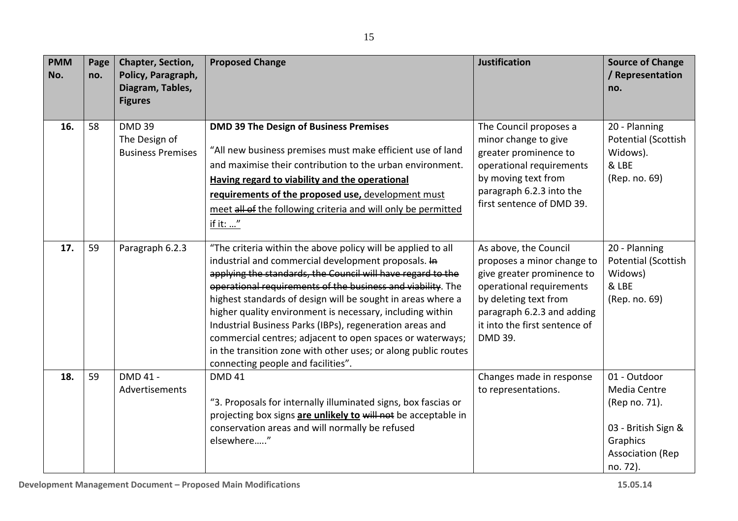| PMM No. | Page no. | Chapter, Section, Policy, Paragraph, Diagram, Tables, Figures | Proposed Change | Justification | Source of Change / Representation no. |
|---|---|---|---|---|---|
| **16.** | 58 | DMD 39 The Design of Business Premises | **DMD 39 The Design of Business Premises**<br><br>"All new business premises must make efficient use of land and maximise their contribution to the urban environment. <u>**Having regard to viability and the operational requirements of the proposed use,**</u> <u>development must meet ~~all of~~ the following criteria and will only be permitted if it: …"</u> | The Council proposes a minor change to give greater prominence to operational requirements by moving text from paragraph 6.2.3 into the first sentence of DMD 39. | 20 - Planning Potential (Scottish Widows).<br>& LBE<br>(Rep. no. 69) |
| **17.** | 59 | Paragraph 6.2.3 | "The criteria within the above policy will be applied to all industrial and commercial development proposals. ~~In applying the standards, the Council will have regard to the operational requirements of the business and viability~~. The highest standards of design will be sought in areas where a higher quality environment is necessary, including within Industrial Business Parks (IBPs), regeneration areas and commercial centres; adjacent to open spaces or waterways; in the transition zone with other uses; or along public routes connecting people and facilities". | As above, the Council proposes a minor change to give greater prominence to operational requirements by deleting text from paragraph 6.2.3 and adding it into the first sentence of DMD 39. | 20 - Planning Potential (Scottish Widows)<br>& LBE<br>(Rep. no. 69) |
| **18.** | 59 | DMD 41 - Advertisements | DMD 41<br><br>"3. Proposals for internally illuminated signs, box fascias or projecting box signs <u>**are unlikely to**</u> ~~will not~~ be acceptable in conservation areas and will normally be refused elsewhere….." | Changes made in response to representations. | 01 - Outdoor Media Centre (Rep no. 71).<br><br>03 - British Sign & Graphics Association (Rep no. 72). |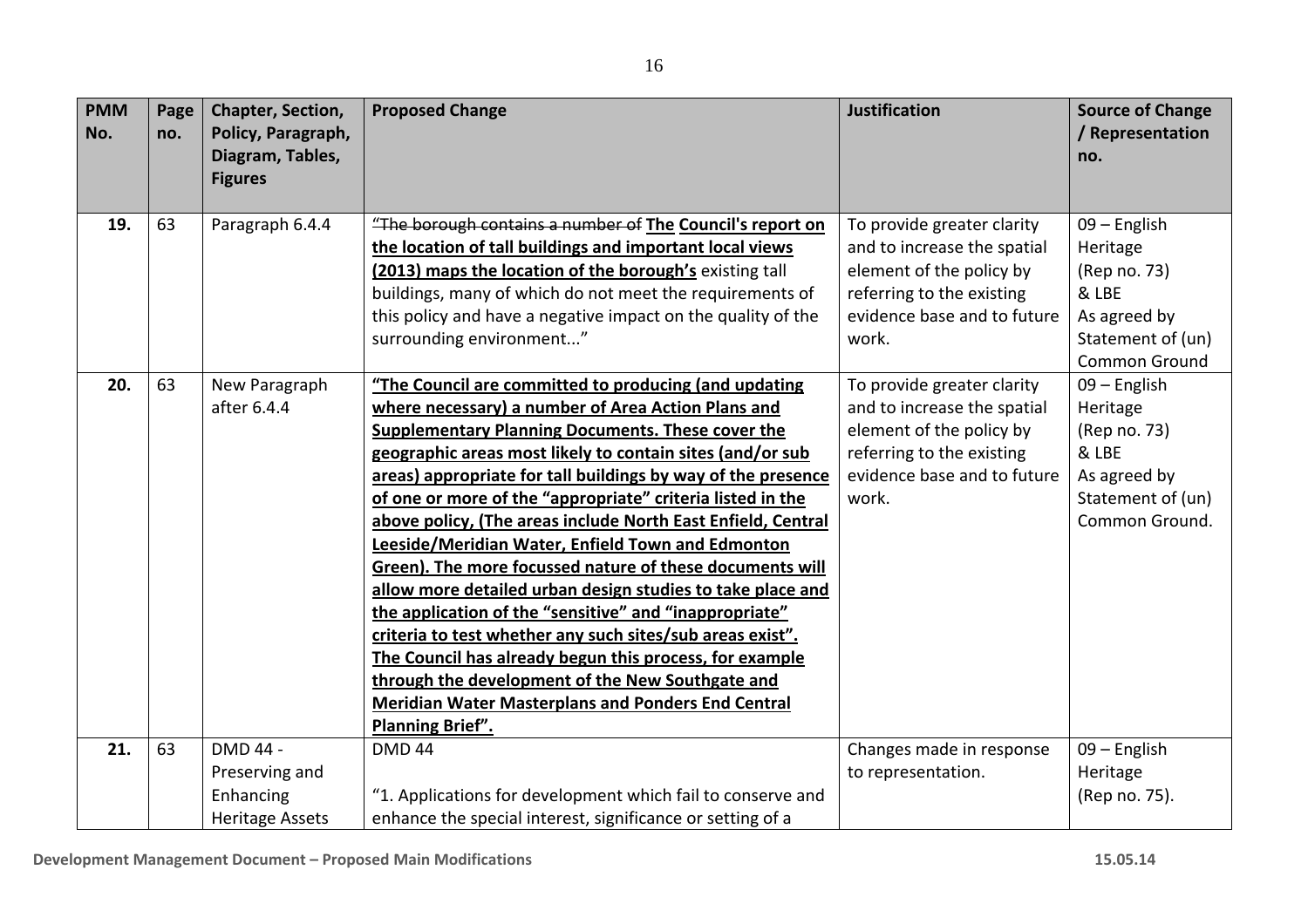| PMM No. | Page no. | Chapter, Section, Policy, Paragraph, Diagram, Tables, Figures | Proposed Change | Justification | Source of Change / Representation no. |
|---|---|---|---|---|---|
| 19. | 63 | Paragraph 6.4.4 | ~~"The borough contains a number of~~ **The Council's report on the location of tall buildings and important local views (2013) maps the location of the borough's** existing tall buildings, many of which do not meet the requirements of this policy and have a negative impact on the quality of the surrounding environment..." | To provide greater clarity and to increase the spatial element of the policy by referring to the existing evidence base and to future work. | 09 – English Heritage (Rep no. 73) & LBE As agreed by Statement of (un) Common Ground |
| 20. | 63 | New Paragraph after 6.4.4 | **"The Council are committed to producing (and updating where necessary) a number of Area Action Plans and Supplementary Planning Documents. These cover the geographic areas most likely to contain sites (and/or sub areas) appropriate for tall buildings by way of the presence of one or more of the "appropriate" criteria listed in the above policy, (The areas include North East Enfield, Central Leeside/Meridian Water, Enfield Town and Edmonton Green). The more focussed nature of these documents will allow more detailed urban design studies to take place and the application of the "sensitive" and "inappropriate" criteria to test whether any such sites/sub areas exist". The Council has already begun this process, for example through the development of the New Southgate and Meridian Water Masterplans and Ponders End Central Planning Brief".** | To provide greater clarity and to increase the spatial element of the policy by referring to the existing evidence base and to future work. | 09 – English Heritage (Rep no. 73) & LBE As agreed by Statement of (un) Common Ground. |
| 21. | 63 | DMD 44 - Preserving and Enhancing Heritage Assets | DMD 44<br><br>"1. Applications for development which fail to conserve and enhance the special interest, significance or setting of a | Changes made in response to representation. | 09 – English Heritage (Rep no. 75). |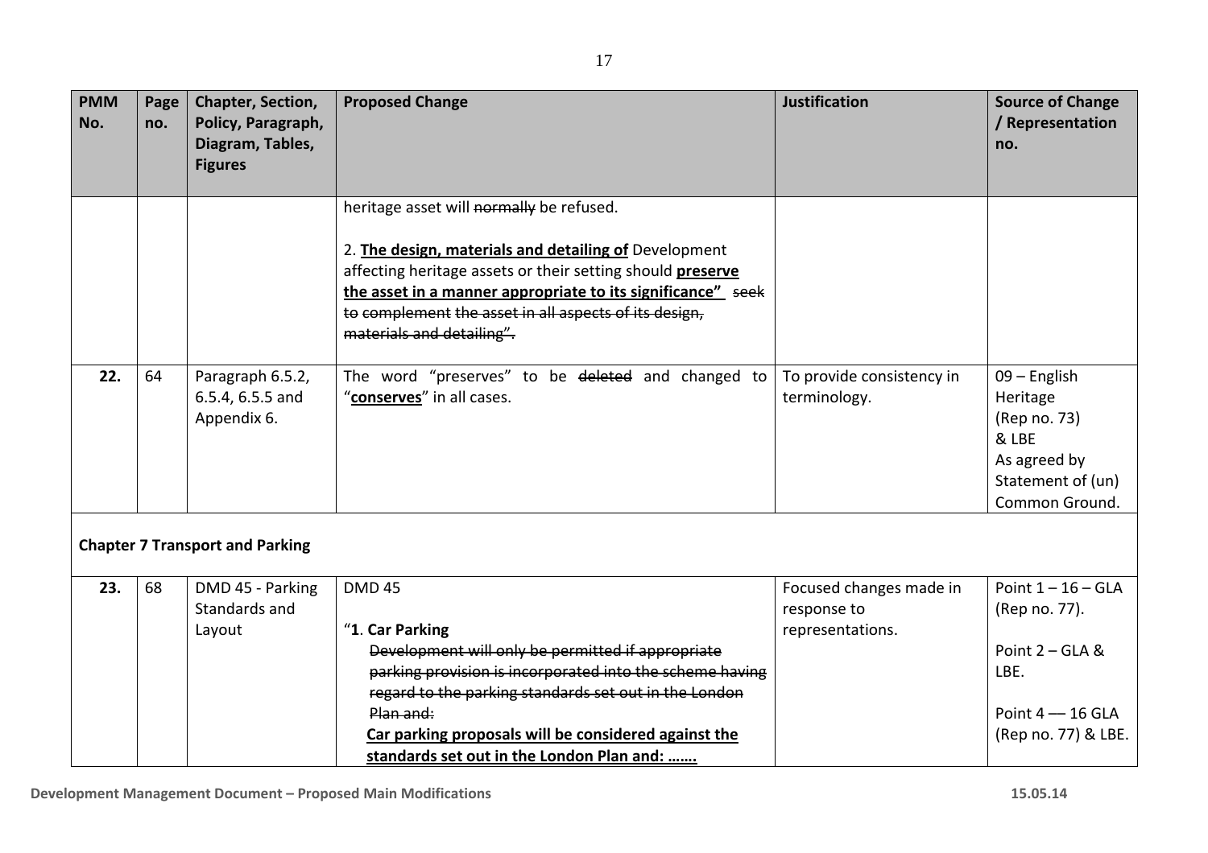| PMM No. | Page no. | Chapter, Section, Policy, Paragraph, Diagram, Tables, Figures | Proposed Change | Justification | Source of Change / Representation no. |
|---|---|---|---|---|---|
| | | | heritage asset will ~~normally~~ be refused.<br><br>2. **<u>The design, materials and detailing of</u>** Development affecting heritage assets or their setting should **<u>preserve the asset in a manner appropriate to its significance"</u>** ~~seek to complement the asset in all aspects of its design, materials and detailing".~~ | | |
| **22.** | 64 | Paragraph 6.5.2, 6.5.4, 6.5.5 and Appendix 6. | The word "preserves" to be ~~deleted~~ and changed to "**<u>conserves</u>**" in all cases. | To provide consistency in terminology. | 09 – English Heritage (Rep no. 73) & LBE As agreed by Statement of (un) Common Ground. |
| **Chapter 7 Transport and Parking** | | | | | |
| **23.** | 68 | DMD 45 - Parking Standards and Layout | DMD 45<br><br>"**1**. **Car Parking**<br>~~Development will only be permitted if appropriate parking provision is incorporated into the scheme having regard to the parking standards set out in the London Plan and:~~<br>**<u>Car parking proposals will be considered against the standards set out in the London Plan and: …….</u>** | Focused changes made in response to representations. | Point 1 – 16 – GLA (Rep no. 77).<br><br>Point 2 – GLA & LBE.<br><br>Point 4 –– 16 GLA (Rep no. 77) & LBE. |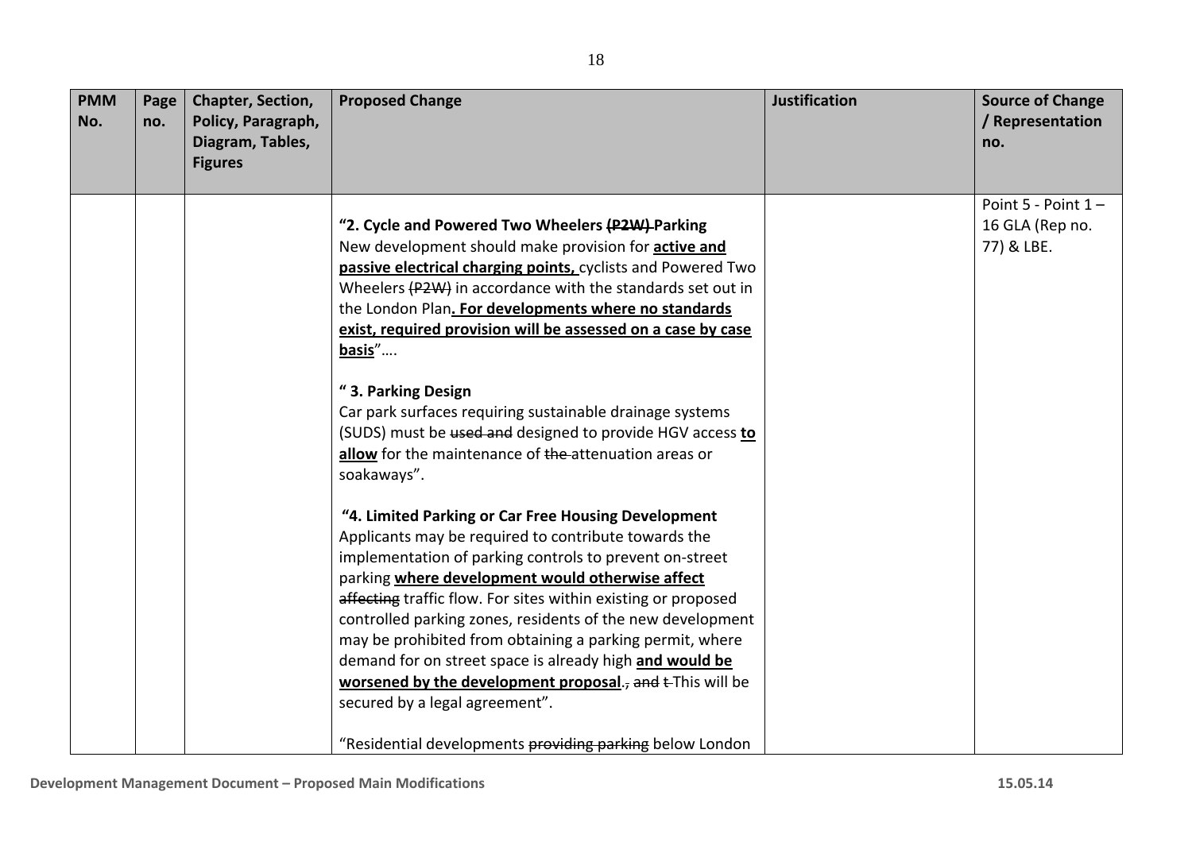| PMM No. | Page no. | Chapter, Section, Policy, Paragraph, Diagram, Tables, Figures | Proposed Change | Justification | Source of Change / Representation no. |
|---|---|---|---|---|---|
| | | | **"2. Cycle and Powered Two Wheelers ~~(P2W)~~ Parking**<br>New development should make provision for **active and passive electrical charging points,** cyclists and Powered Two Wheelers ~~(P2W)~~ in accordance with the standards set out in the London Plan**. For developments where no standards exist, required provision will be assessed on a case by case basis**"….<br><br>**" 3. Parking Design**<br>Car park surfaces requiring sustainable drainage systems (SUDS) must be ~~used and~~ designed to provide HGV access **to allow** for the maintenance of ~~the~~ attenuation areas or soakaways".<br><br>**"4. Limited Parking or Car Free Housing Development**<br>Applicants may be required to contribute towards the implementation of parking controls to prevent on-street parking **where development would otherwise affect** ~~affecting~~ traffic flow. For sites within existing or proposed controlled parking zones, residents of the new development may be prohibited from obtaining a parking permit, where demand for on street space is already high **and would be worsened by the development proposal**.~~, and t~~ This will be secured by a legal agreement".<br><br>"Residential developments ~~providing parking~~ below London | | Point 5 - Point 1 – 16 GLA (Rep no. 77) & LBE. |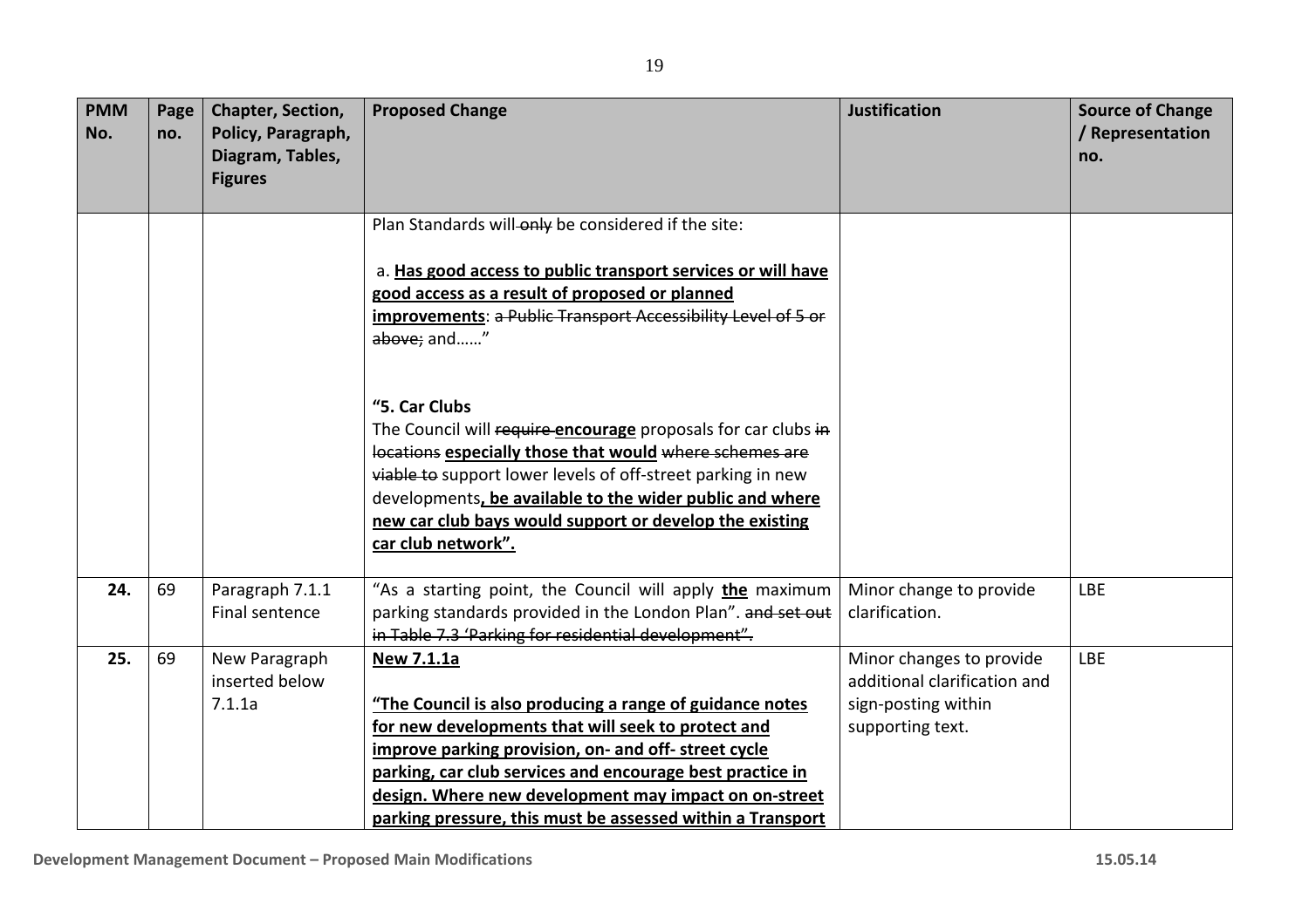| PMM No. | Page no. | Chapter, Section, Policy, Paragraph, Diagram, Tables, Figures | Proposed Change | Justification | Source of Change / Representation no. |
|---|---|---|---|---|---|
| | | | Plan Standards will ~~only~~ be considered if the site:<br><br>a. **<u>Has good access to public transport services or will have good access as a result of proposed or planned improvements</u>**: ~~a Public Transport Accessibility Level of 5 or above;~~ and……"<br><br>**"5. Car Clubs**<br>The Council will ~~require~~ **encourage** proposals for car clubs ~~in locations~~ **<u>especially those that would</u>** ~~where schemes are viable to~~ support lower levels of off-street parking in new developments**<u>, be available to the wider public and where new car club bays would support or develop the existing car club network".</u>** | | |
| **24.** | 69 | Paragraph 7.1.1 Final sentence | "As a starting point, the Council will apply **<u>the</u>** maximum parking standards provided in the London Plan". ~~and set out in Table 7.3 'Parking for residential development".~~ | Minor change to provide clarification. | LBE |
| **25.** | 69 | New Paragraph inserted below 7.1.1a | **<u>New 7.1.1a</u>**<br><br>**<u>"The Council is also producing a range of guidance notes for new developments that will seek to protect and improve parking provision, on- and off- street cycle parking, car club services and encourage best practice in design. Where new development may impact on on-street parking pressure, this must be assessed within a Transport</u>** | Minor changes to provide additional clarification and sign-posting within supporting text. | LBE |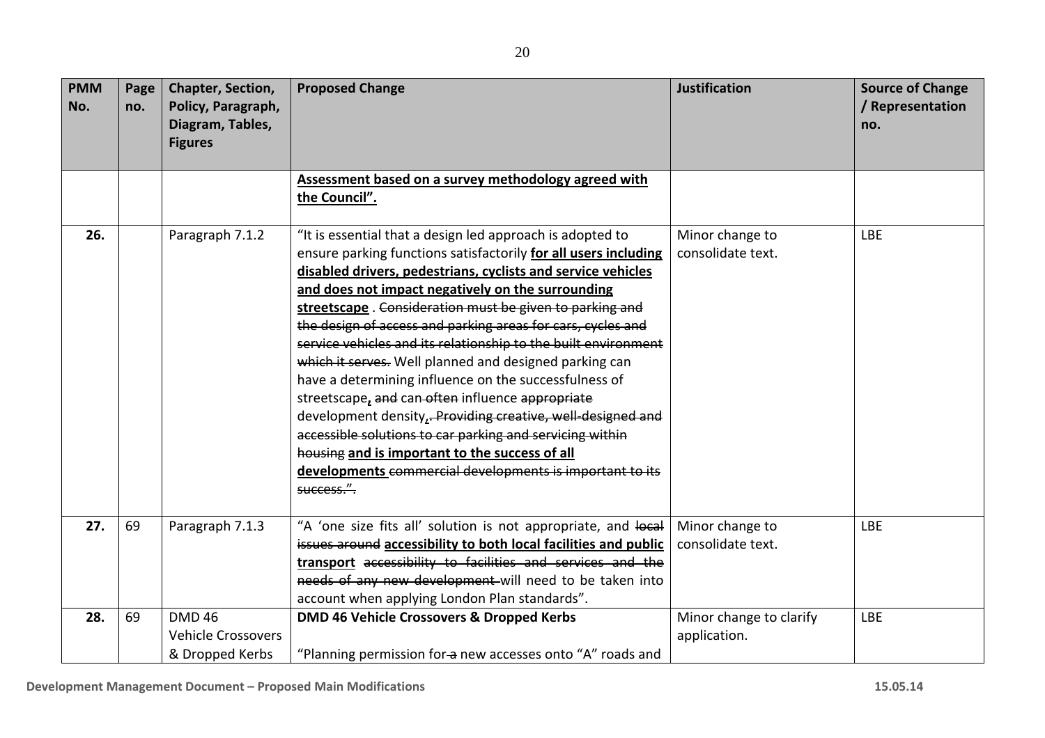| PMM No. | Page no. | Chapter, Section, Policy, Paragraph, Diagram, Tables, Figures | Proposed Change | Justification | Source of Change / Representation no. |
|---|---|---|---|---|---|
| | | | **Assessment based on a survey methodology agreed with the Council".** | | |
| **26.** | | Paragraph 7.1.2 | "It is essential that a design led approach is adopted to ensure parking functions satisfactorily **for all users including disabled drivers, pedestrians, cyclists and service vehicles and does not impact negatively on the surrounding streetscape** . ~~Consideration must be given to parking and the design of access and parking areas for cars, cycles and service vehicles and its relationship to the built environment which it serves.~~ Well planned and designed parking can have a determining influence on the successfulness of streetscape**,** ~~and~~ can ~~often~~ influence ~~appropriate~~ development density**,**~~. Providing creative, well-designed and accessible solutions to car parking and servicing within housing~~ **and is important to the success of all developments** ~~commercial developments is important to its success.".~~ | Minor change to consolidate text. | LBE |
| **27.** | 69 | Paragraph 7.1.3 | "A 'one size fits all' solution is not appropriate, and ~~local issues around~~ **accessibility to both local facilities and public transport** ~~accessibility to facilities and services and the needs of any new development~~ will need to be taken into account when applying London Plan standards". | Minor change to consolidate text. | LBE |
| **28.** | 69 | DMD 46 Vehicle Crossovers & Dropped Kerbs | **DMD 46 Vehicle Crossovers & Dropped Kerbs**<br><br>"Planning permission for ~~a~~ new accesses onto "A" roads and | Minor change to clarify application. | LBE |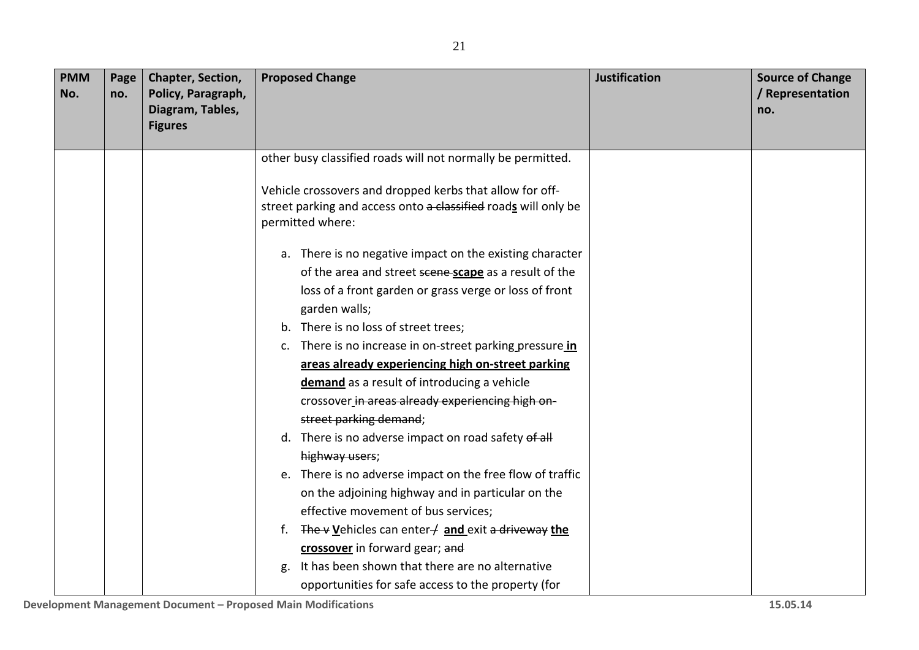| PMM No. | Page no. | Chapter, Section, Policy, Paragraph, Diagram, Tables, Figures | Proposed Change | Justification | Source of Change / Representation no. |
|---|---|---|---|---|---|
| | | | other busy classified roads will not normally be permitted.<br><br>Vehicle crossovers and dropped kerbs that allow for off-street parking and access onto ~~a classified~~ road**s** will only be permitted where:<br><br>a. There is no negative impact on the existing character of the area and street ~~scene~~ **scape** as a result of the loss of a front garden or grass verge or loss of front garden walls;<br>b. There is no loss of street trees;<br>c. There is no increase in on-street parking pressure **in areas already experiencing high on-street parking demand** as a result of introducing a vehicle crossover ~~in areas already experiencing high on-street parking demand~~;<br>d. There is no adverse impact on road safety ~~of all highway users~~;<br>e. There is no adverse impact on the free flow of traffic on the adjoining highway and in particular on the effective movement of bus services;<br>f. ~~The v~~ **V**ehicles can enter ~~/~~ **and** exit ~~a driveway~~ **the crossover** in forward gear; ~~and~~<br>g. It has been shown that there are no alternative opportunities for safe access to the property (for | | |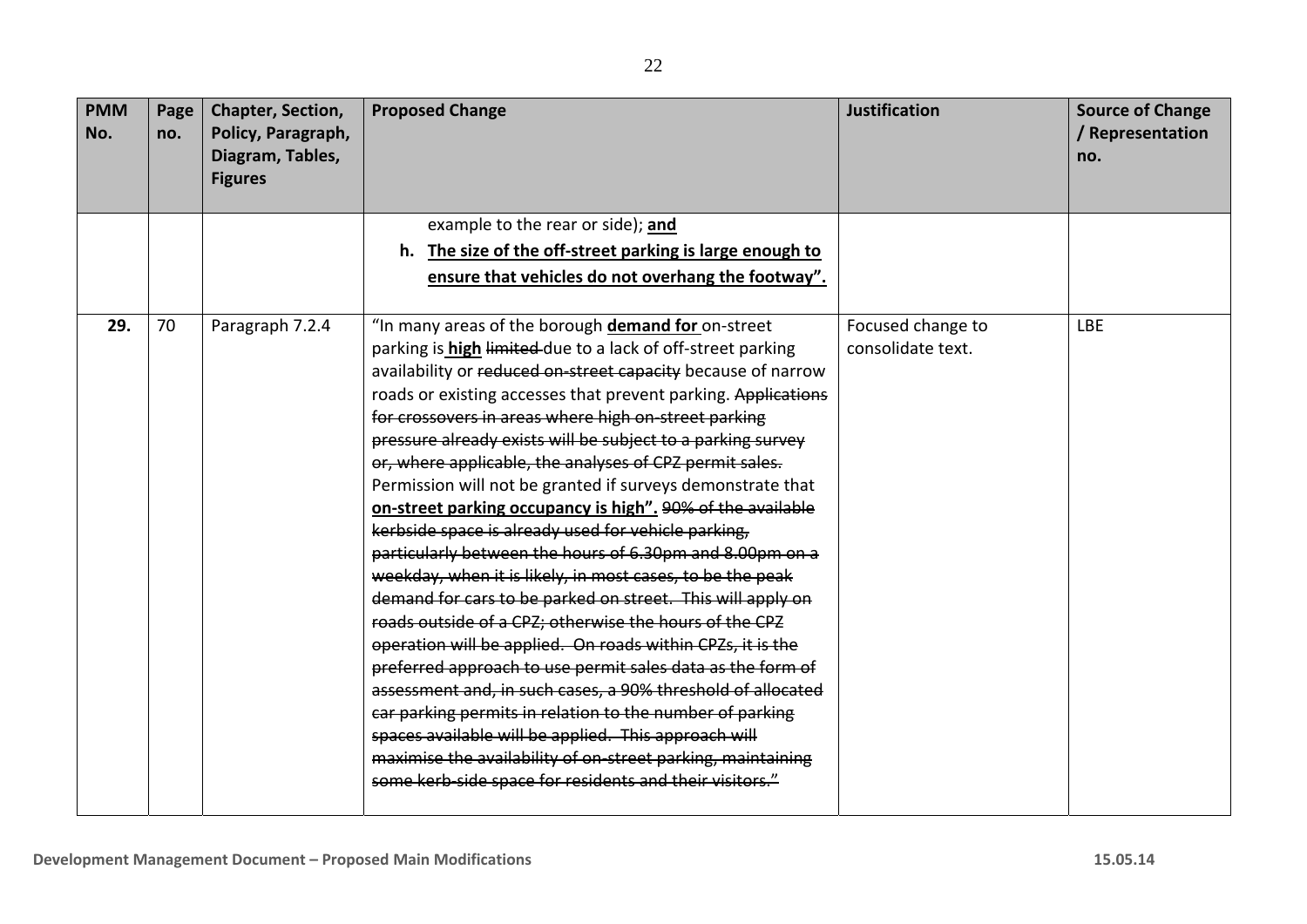| PMM No. | Page no. | Chapter, Section, Policy, Paragraph, Diagram, Tables, Figures | Proposed Change | Justification | Source of Change / Representation no. |
|---|---|---|---|---|---|
| | | | example to the rear or side); **<u>and</u>**<br>h. **<u>The size of the off-street parking is large enough to ensure that vehicles do not overhang the footway".</u>** | | |
| **29.** | 70 | Paragraph 7.2.4 | "In many areas of the borough **<u>demand for</u>** on-street parking is **<u>high</u>** ~~limited~~ due to a lack of off-street parking availability or ~~reduced on-street capacity~~ because of narrow roads or existing accesses that prevent parking. ~~Applications for crossovers in areas where high on-street parking pressure already exists will be subject to a parking survey or, where applicable, the analyses of CPZ permit sales.~~ Permission will not be granted if surveys demonstrate that **<u>on-street parking occupancy is high".</u>** ~~90% of the available kerbside space is already used for vehicle parking, particularly between the hours of 6.30pm and 8.00pm on a weekday, when it is likely, in most cases, to be the peak demand for cars to be parked on street. This will apply on roads outside of a CPZ; otherwise the hours of the CPZ operation will be applied. On roads within CPZs, it is the preferred approach to use permit sales data as the form of assessment and, in such cases, a 90% threshold of allocated car parking permits in relation to the number of parking spaces available will be applied. This approach will maximise the availability of on-street parking, maintaining some kerb-side space for residents and their visitors."~~ | Focused change to consolidate text. | LBE |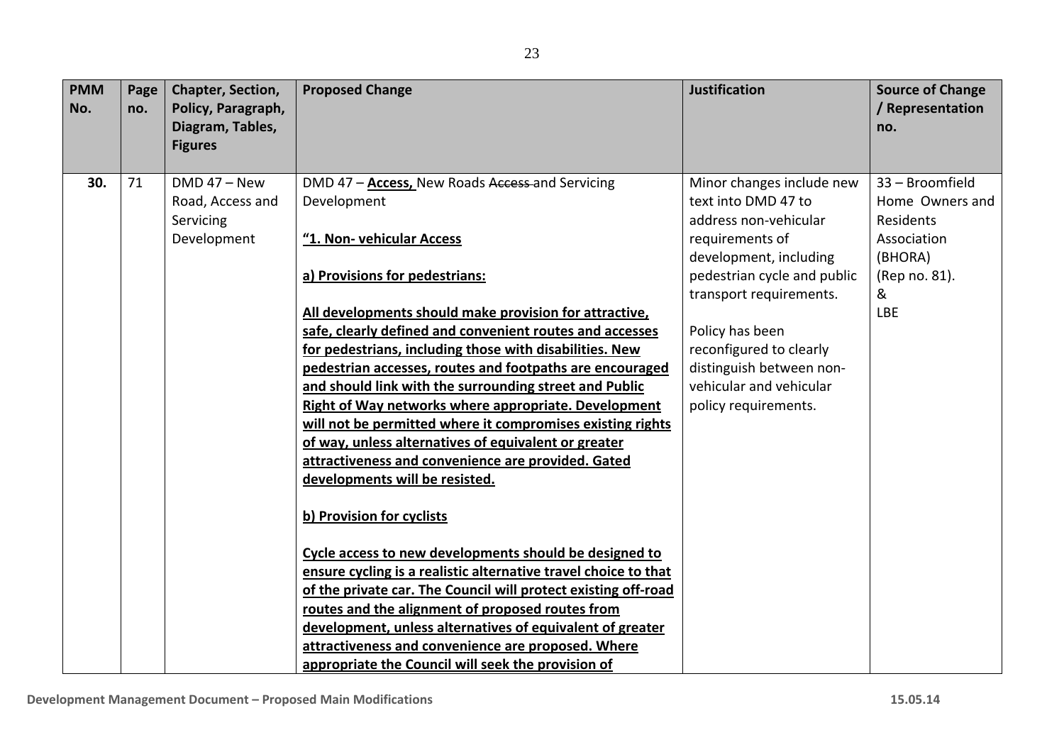| PMM No. | Page no. | Chapter, Section, Policy, Paragraph, Diagram, Tables, Figures | Proposed Change | Justification | Source of Change / Representation no. |
|---|---|---|---|---|---|
| **30.** | 71 | DMD 47 – New Road, Access and Servicing Development | DMD 47 – **Access,** New Roads ~~Access~~ and Servicing Development<br><br>**"1. Non- vehicular Access**<br><br>**a) Provisions for pedestrians:**<br><br>**All developments should make provision for attractive, safe, clearly defined and convenient routes and accesses for pedestrians, including those with disabilities. New pedestrian accesses, routes and footpaths are encouraged and should link with the surrounding street and Public Right of Way networks where appropriate. Development will not be permitted where it compromises existing rights of way, unless alternatives of equivalent or greater attractiveness and convenience are provided. Gated developments will be resisted.**<br><br>**b) Provision for cyclists**<br><br>**Cycle access to new developments should be designed to ensure cycling is a realistic alternative travel choice to that of the private car. The Council will protect existing off-road routes and the alignment of proposed routes from development, unless alternatives of equivalent of greater attractiveness and convenience are proposed. Where appropriate the Council will seek the provision of** | Minor changes include new text into DMD 47 to address non-vehicular requirements of development, including pedestrian cycle and public transport requirements.<br><br>Policy has been reconfigured to clearly distinguish between non-vehicular and vehicular policy requirements. | 33 – Broomfield Home Owners and Residents Association (BHORA) (Rep no. 81).<br>&<br>LBE |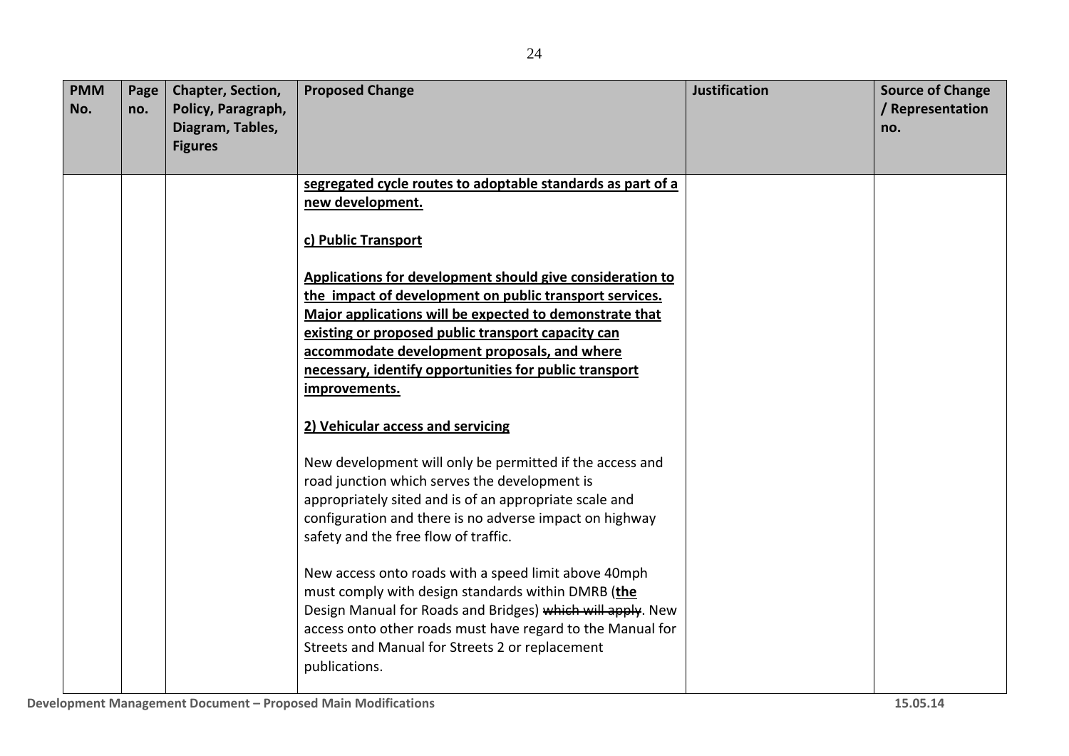| PMM No. | Page no. | Chapter, Section, Policy, Paragraph, Diagram, Tables, Figures | Proposed Change | Justification | Source of Change / Representation no. |
|---|---|---|---|---|---|
| | | | <u>**segregated cycle routes to adoptable standards as part of a new development.**</u><br><br><u>**c) Public Transport**</u><br><br><u>**Applications for development should give consideration to the impact of development on public transport services. Major applications will be expected to demonstrate that existing or proposed public transport capacity can accommodate development proposals, and where necessary, identify opportunities for public transport improvements.**</u><br><br><u>**2) Vehicular access and servicing**</u><br><br>New development will only be permitted if the access and road junction which serves the development is appropriately sited and is of an appropriate scale and configuration and there is no adverse impact on highway safety and the free flow of traffic.<br><br>New access onto roads with a speed limit above 40mph must comply with design standards within DMRB (<u>**the**</u> Design Manual for Roads and Bridges) ~~which will apply~~. New access onto other roads must have regard to the Manual for Streets and Manual for Streets 2 or replacement publications. | | |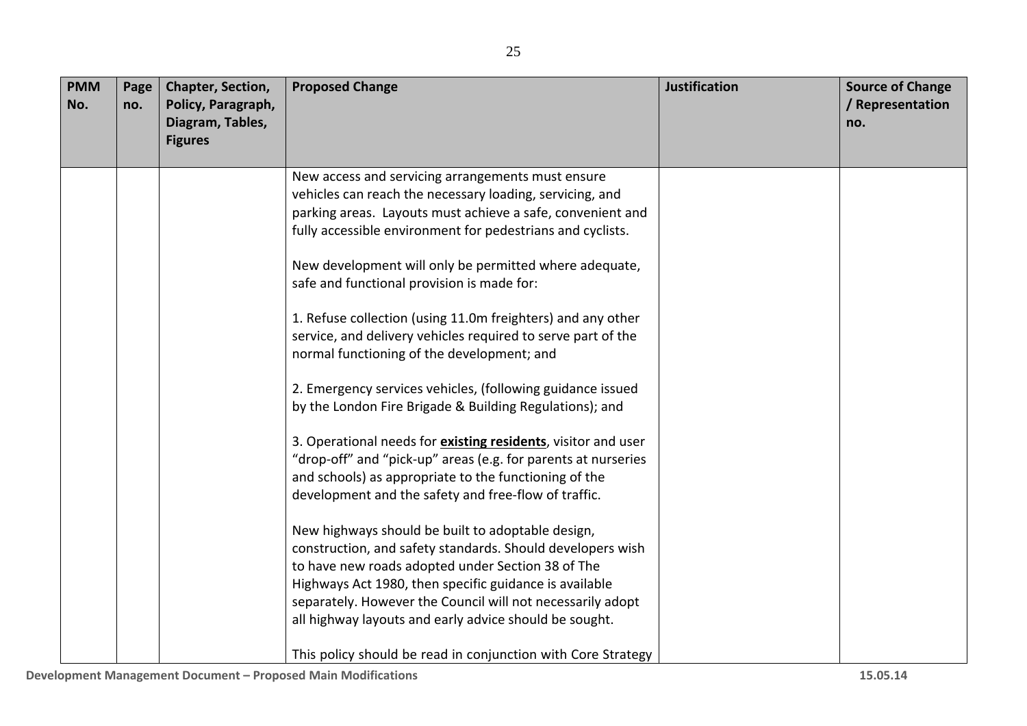| PMM No. | Page no. | Chapter, Section, Policy, Paragraph, Diagram, Tables, Figures | Proposed Change | Justification | Source of Change / Representation no. |
|---|---|---|---|---|---|
| | | | New access and servicing arrangements must ensure vehicles can reach the necessary loading, servicing, and parking areas. Layouts must achieve a safe, convenient and fully accessible environment for pedestrians and cyclists.<br><br>New development will only be permitted where adequate, safe and functional provision is made for:<br><br>1. Refuse collection (using 11.0m freighters) and any other service, and delivery vehicles required to serve part of the normal functioning of the development; and<br><br>2. Emergency services vehicles, (following guidance issued by the London Fire Brigade & Building Regulations); and<br><br>3. Operational needs for **<u>existing residents</u>**, visitor and user "drop-off" and "pick-up" areas (e.g. for parents at nurseries and schools) as appropriate to the functioning of the development and the safety and free-flow of traffic.<br><br>New highways should be built to adoptable design, construction, and safety standards. Should developers wish to have new roads adopted under Section 38 of The Highways Act 1980, then specific guidance is available separately. However the Council will not necessarily adopt all highway layouts and early advice should be sought.<br><br>This policy should be read in conjunction with Core Strategy | | |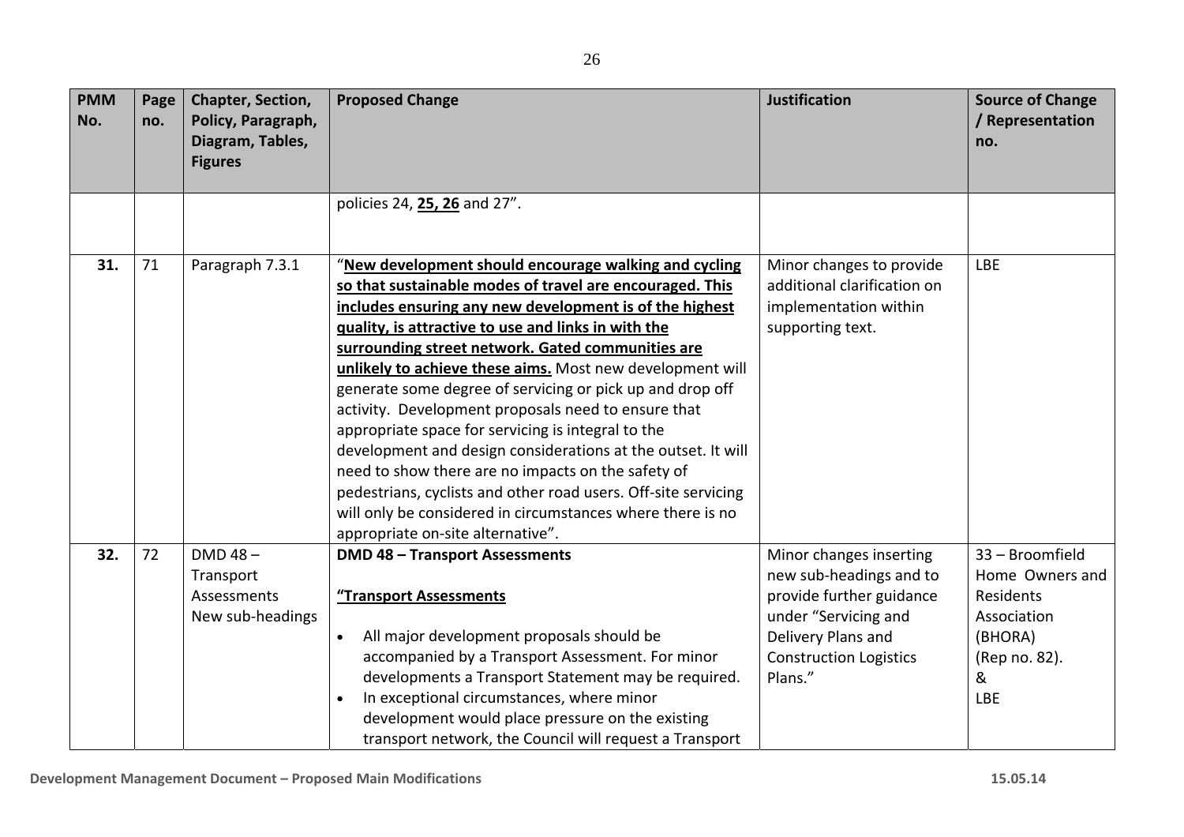| PMM No. | Page no. | Chapter, Section, Policy, Paragraph, Diagram, Tables, Figures | Proposed Change | Justification | Source of Change / Representation no. |
|---|---|---|---|---|---|
| | | | policies 24, **25, 26** and 27". | | |
| **31.** | 71 | Paragraph 7.3.1 | "**New development should encourage walking and cycling so that sustainable modes of travel are encouraged. This includes ensuring any new development is of the highest quality, is attractive to use and links in with the surrounding street network. Gated communities are unlikely to achieve these aims.** Most new development will generate some degree of servicing or pick up and drop off activity. Development proposals need to ensure that appropriate space for servicing is integral to the development and design considerations at the outset. It will need to show there are no impacts on the safety of pedestrians, cyclists and other road users. Off-site servicing will only be considered in circumstances where there is no appropriate on-site alternative". | Minor changes to provide additional clarification on implementation within supporting text. | LBE |
| **32.** | 72 | DMD 48 – Transport Assessments New sub-headings | **DMD 48 – Transport Assessments**<br><br>**"Transport Assessments**<br><br>• All major development proposals should be accompanied by a Transport Assessment. For minor developments a Transport Statement may be required.<br>• In exceptional circumstances, where minor development would place pressure on the existing transport network, the Council will request a Transport | Minor changes inserting new sub-headings and to provide further guidance under "Servicing and Delivery Plans and Construction Logistics Plans." | 33 – Broomfield Home Owners and Residents Association (BHORA) (Rep no. 82).<br>&<br>LBE |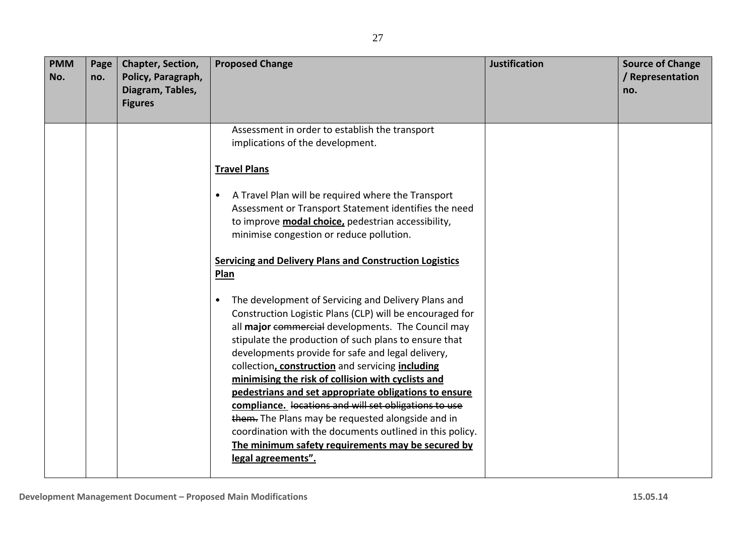| PMM No. | Page no. | Chapter, Section, Policy, Paragraph, Diagram, Tables, Figures | Proposed Change | Justification | Source of Change / Representation no. |
|---|---|---|---|---|---|
| | | | Assessment in order to establish the transport implications of the development.<br><br>**<u>Travel Plans</u>**<br><br>• A Travel Plan will be required where the Transport Assessment or Transport Statement identifies the need to improve **<u>modal choice,</u>** pedestrian accessibility, minimise congestion or reduce pollution.<br><br>**<u>Servicing and Delivery Plans and Construction Logistics Plan</u>**<br><br>• The development of Servicing and Delivery Plans and Construction Logistic Plans (CLP) will be encouraged for all **major** ~~commercial~~ developments. The Council may stipulate the production of such plans to ensure that developments provide for safe and legal delivery, collection**<u>, construction</u>** and servicing **<u>including minimising the risk of collision with cyclists and pedestrians and set appropriate obligations to ensure compliance.</u>** ~~locations and will set obligations to use them.~~ The Plans may be requested alongside and in coordination with the documents outlined in this policy. **<u>The minimum safety requirements may be secured by legal agreements".</u>** | | |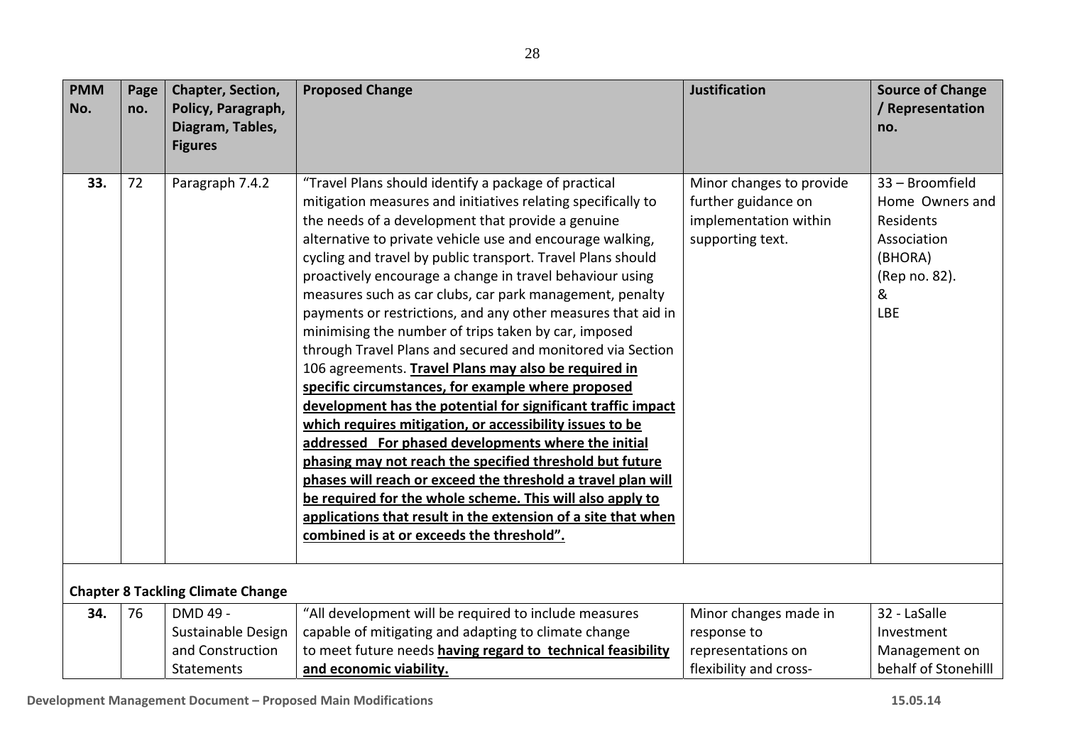| PMM No. | Page no. | Chapter, Section, Policy, Paragraph, Diagram, Tables, Figures | Proposed Change | Justification | Source of Change / Representation no. |
|---|---|---|---|---|---|
| **33.** | 72 | Paragraph 7.4.2 | "Travel Plans should identify a package of practical mitigation measures and initiatives relating specifically to the needs of a development that provide a genuine alternative to private vehicle use and encourage walking, cycling and travel by public transport. Travel Plans should proactively encourage a change in travel behaviour using measures such as car clubs, car park management, penalty payments or restrictions, and any other measures that aid in minimising the number of trips taken by car, imposed through Travel Plans and secured and monitored via Section 106 agreements. **Travel Plans may also be required in specific circumstances, for example where proposed development has the potential for significant traffic impact which requires mitigation, or accessibility issues to be addressed For phased developments where the initial phasing may not reach the specified threshold but future phases will reach or exceed the threshold a travel plan will be required for the whole scheme. This will also apply to applications that result in the extension of a site that when combined is at or exceeds the threshold".** | Minor changes to provide further guidance on implementation within supporting text. | 33 – Broomfield Home Owners and Residents Association (BHORA) (Rep no. 82). & LBE |
| **Chapter 8 Tackling Climate Change** | | | | | |
| **34.** | 76 | DMD 49 - Sustainable Design and Construction Statements | "All development will be required to include measures capable of mitigating and adapting to climate change to meet future needs **having regard to technical feasibility and economic viability.** | Minor changes made in response to representations on flexibility and cross- | 32 - LaSalle Investment Management on behalf of Stonehilll |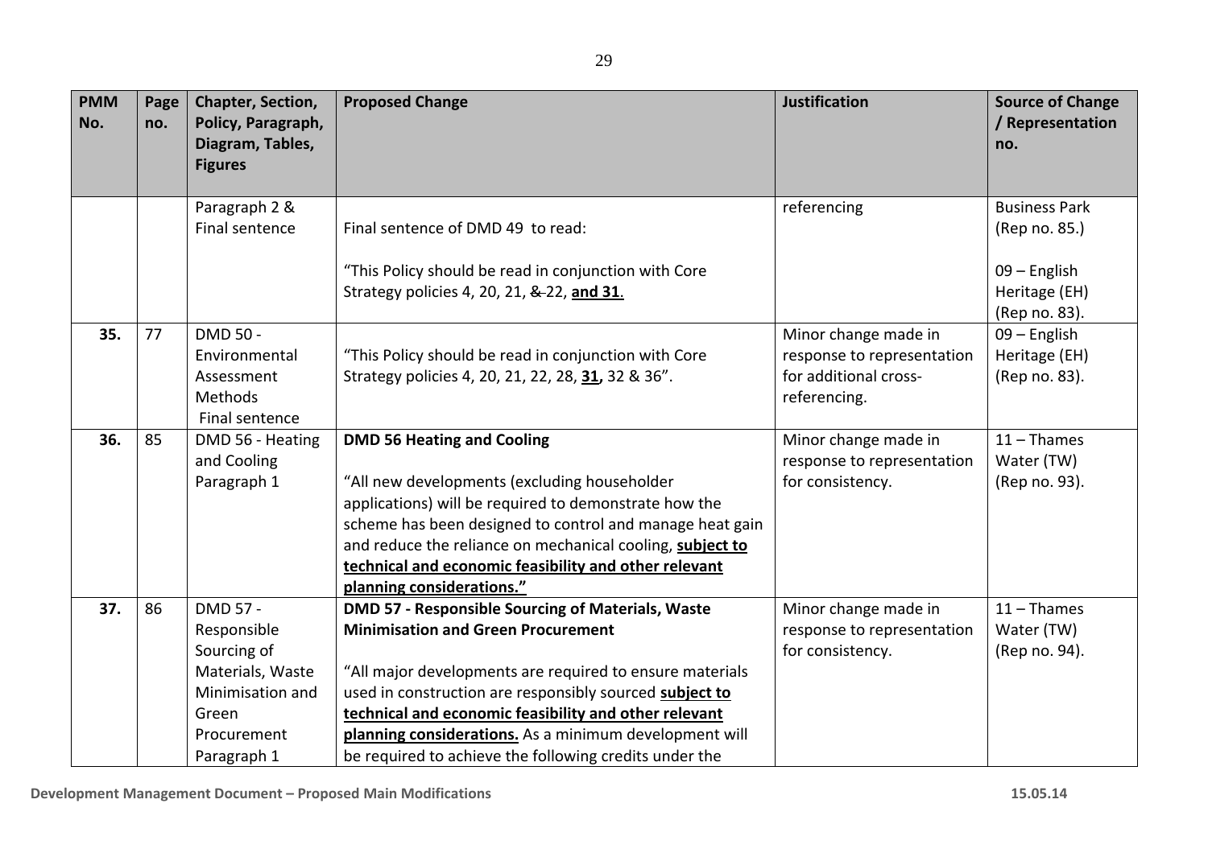| PMM No. | Page no. | Chapter, Section, Policy, Paragraph, Diagram, Tables, Figures | Proposed Change | Justification | Source of Change / Representation no. |
|---|---|---|---|---|---|
| | | Paragraph 2 & Final sentence | Final sentence of DMD 49 to read:<br><br>"This Policy should be read in conjunction with Core Strategy policies 4, 20, 21, ~~&~~ 22, **and 31**. | referencing | Business Park (Rep no. 85.)<br><br>09 – English Heritage (EH) (Rep no. 83). |
| **35.** | 77 | DMD 50 - Environmental Assessment Methods Final sentence | "This Policy should be read in conjunction with Core Strategy policies 4, 20, 21, 22, 28, **31,** 32 & 36". | Minor change made in response to representation for additional cross-referencing. | 09 – English Heritage (EH) (Rep no. 83). |
| **36.** | 85 | DMD 56 - Heating and Cooling Paragraph 1 | **DMD 56 Heating and Cooling**<br><br>"All new developments (excluding householder applications) will be required to demonstrate how the scheme has been designed to control and manage heat gain and reduce the reliance on mechanical cooling, **subject to technical and economic feasibility and other relevant planning considerations."** | Minor change made in response to representation for consistency. | 11 – Thames Water (TW) (Rep no. 93). |
| **37.** | 86 | DMD 57 - Responsible Sourcing of Materials, Waste Minimisation and Green Procurement Paragraph 1 | **DMD 57 - Responsible Sourcing of Materials, Waste Minimisation and Green Procurement**<br><br>"All major developments are required to ensure materials used in construction are responsibly sourced **subject to technical and economic feasibility and other relevant planning considerations.** As a minimum development will be required to achieve the following credits under the | Minor change made in response to representation for consistency. | 11 – Thames Water (TW) (Rep no. 94). |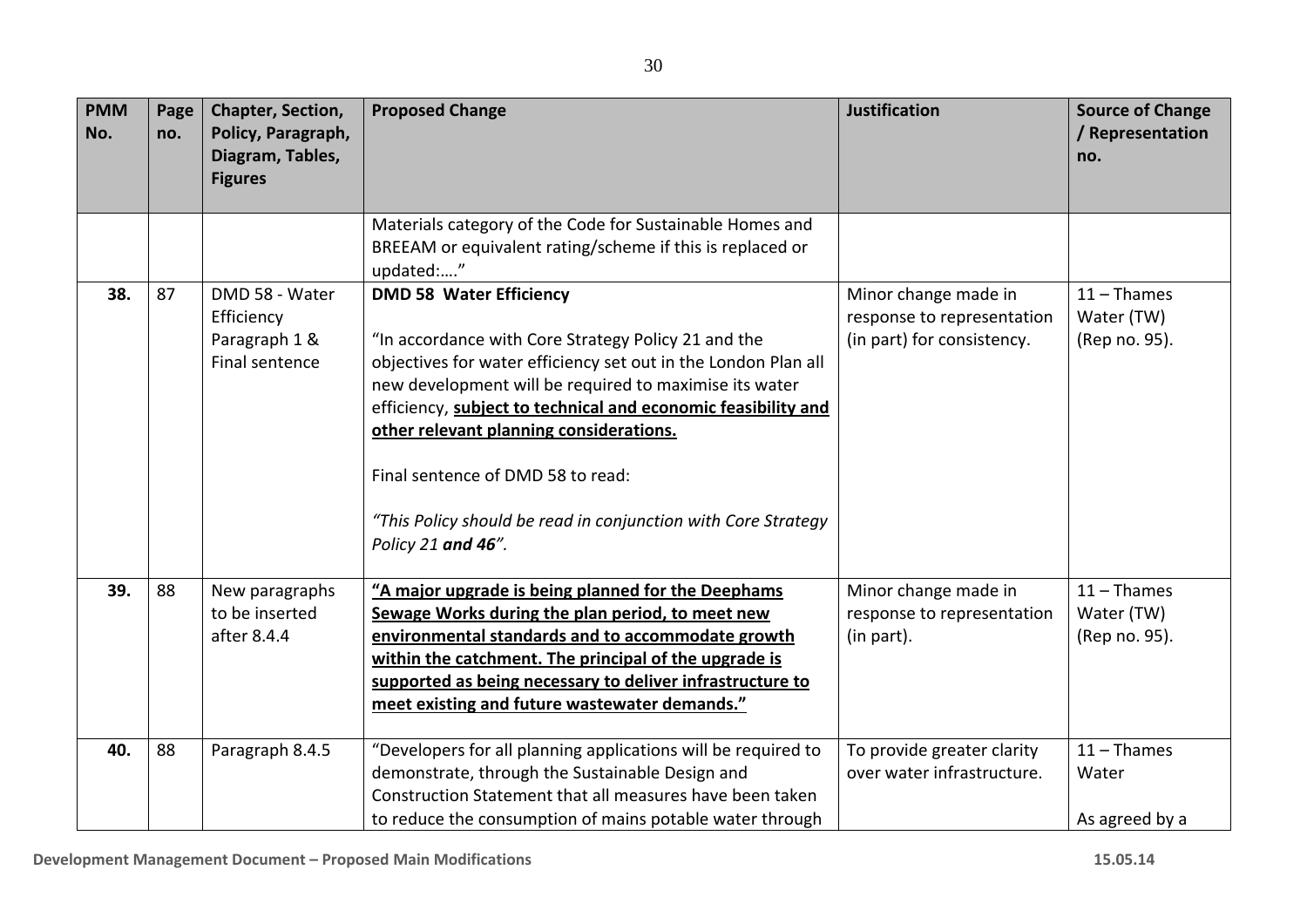| PMM No. | Page no. | Chapter, Section, Policy, Paragraph, Diagram, Tables, Figures | Proposed Change | Justification | Source of Change / Representation no. |
|---|---|---|---|---|---|
| | | | Materials category of the Code for Sustainable Homes and BREEAM or equivalent rating/scheme if this is replaced or updated:…." | | |
| **38.** | 87 | DMD 58 - Water Efficiency Paragraph 1 & Final sentence | **DMD 58 Water Efficiency**<br><br>"In accordance with Core Strategy Policy 21 and the objectives for water efficiency set out in the London Plan all new development will be required to maximise its water efficiency, **<u>subject to technical and economic feasibility and other relevant planning considerations.</u>**<br><br>Final sentence of DMD 58 to read:<br><br>*"This Policy should be read in conjunction with Core Strategy Policy 21* ***and 46****".* | Minor change made in response to representation (in part) for consistency. | 11 – Thames Water (TW) (Rep no. 95). |
| **39.** | 88 | New paragraphs to be inserted after 8.4.4 | **<u>"A major upgrade is being planned for the Deephams Sewage Works during the plan period, to meet new environmental standards and to accommodate growth within the catchment. The principal of the upgrade is supported as being necessary to deliver infrastructure to meet existing and future wastewater demands."</u>** | Minor change made in response to representation (in part). | 11 – Thames Water (TW) (Rep no. 95). |
| **40.** | 88 | Paragraph 8.4.5 | "Developers for all planning applications will be required to demonstrate, through the Sustainable Design and Construction Statement that all measures have been taken to reduce the consumption of mains potable water through | To provide greater clarity over water infrastructure. | 11 – Thames Water<br><br>As agreed by a |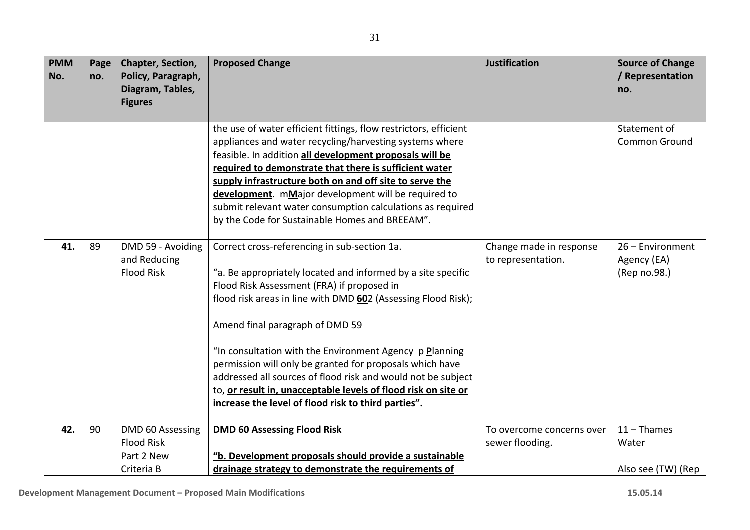| PMM No. | Page no. | Chapter, Section, Policy, Paragraph, Diagram, Tables, Figures | Proposed Change | Justification | Source of Change / Representation no. |
|---|---|---|---|---|---|
| | | | the use of water efficient fittings, flow restrictors, efficient appliances and water recycling/harvesting systems where feasible. In addition **<u>all development proposals will be required to demonstrate that there is sufficient water supply infrastructure both on and off site to serve the development</u>**. ~~m~~**<u>M</u>**ajor development will be required to submit relevant water consumption calculations as required by the Code for Sustainable Homes and BREEAM". | | Statement of Common Ground |
| **41.** | 89 | DMD 59 - Avoiding and Reducing Flood Risk | Correct cross-referencing in sub-section 1a.<br><br>"a. Be appropriately located and informed by a site specific Flood Risk Assessment (FRA) if proposed in flood risk areas in line with DMD **<u>60</u>**~~2~~ (Assessing Flood Risk);<br><br>Amend final paragraph of DMD 59<br><br>"~~In consultation with the Environment Agency p~~ **<u>P</u>**lanning permission will only be granted for proposals which have addressed all sources of flood risk and would not be subject to, **<u>or result in, unacceptable levels of flood risk on site or increase the level of flood risk to third parties".</u>** | Change made in response to representation. | 26 – Environment Agency (EA) (Rep no.98.) |
| **42.** | 90 | DMD 60 Assessing Flood Risk<br>Part 2 New Criteria B | **DMD 60 Assessing Flood Risk**<br><br>**<u>"b. Development proposals should provide a sustainable drainage strategy to demonstrate the requirements of</u>** | To overcome concerns over sewer flooding. | 11 – Thames Water<br><br>Also see (TW) (Rep |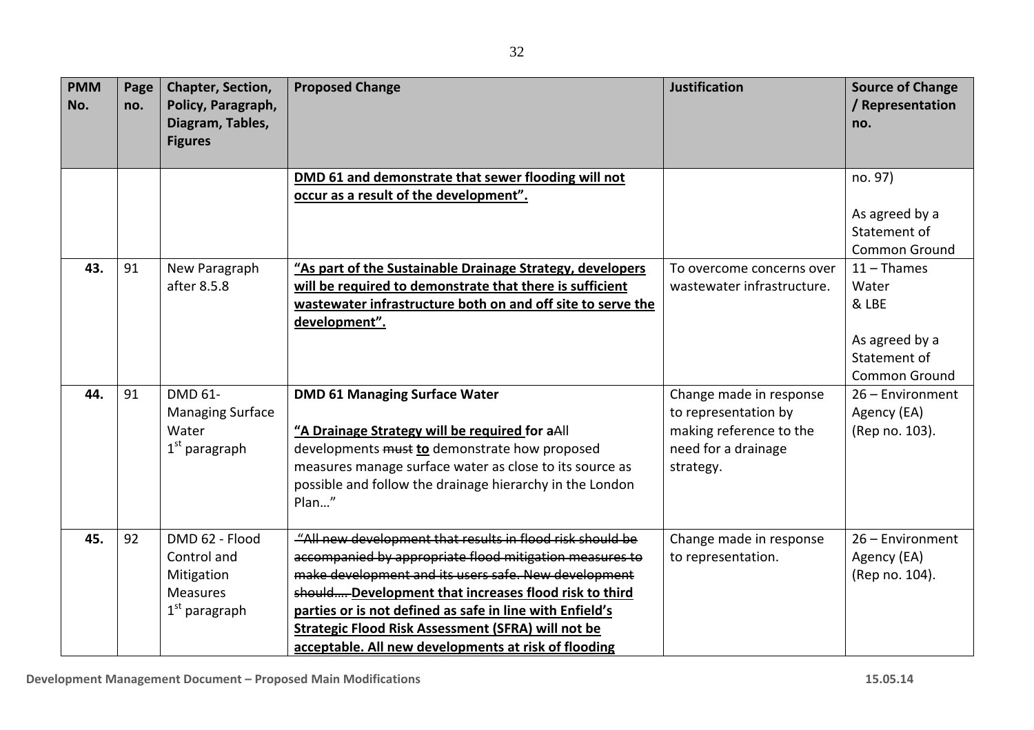| PMM No. | Page no. | Chapter, Section, Policy, Paragraph, Diagram, Tables, Figures | Proposed Change | Justification | Source of Change / Representation no. |
|---|---|---|---|---|---|
| | | | **DMD 61 and demonstrate that sewer flooding will not occur as a result of the development".** | | no. 97)<br><br>As agreed by a Statement of Common Ground |
| **43.** | 91 | New Paragraph after 8.5.8 | **"As part of the Sustainable Drainage Strategy, developers will be required to demonstrate that there is sufficient wastewater infrastructure both on and off site to serve the development".** | To overcome concerns over wastewater infrastructure. | 11 – Thames Water & LBE<br><br>As agreed by a Statement of Common Ground |
| **44.** | 91 | DMD 61- Managing Surface Water 1st paragraph | **DMD 61 Managing Surface Water**<br><br>**"A Drainage Strategy will be required for a**~~All~~ developments ~~must~~ **to** demonstrate how proposed measures manage surface water as close to its source as possible and follow the drainage hierarchy in the London Plan…" | Change made in response to representation by making reference to the need for a drainage strategy. | 26 – Environment Agency (EA) (Rep no. 103). |
| **45.** | 92 | DMD 62 - Flood Control and Mitigation Measures 1st paragraph | ~~"All new development that results in flood risk should be accompanied by appropriate flood mitigation measures to make development and its users safe. New development should….~~ **Development that increases flood risk to third parties or is not defined as safe in line with Enfield's Strategic Flood Risk Assessment (SFRA) will not be acceptable. All new developments at risk of flooding** | Change made in response to representation. | 26 – Environment Agency (EA) (Rep no. 104). |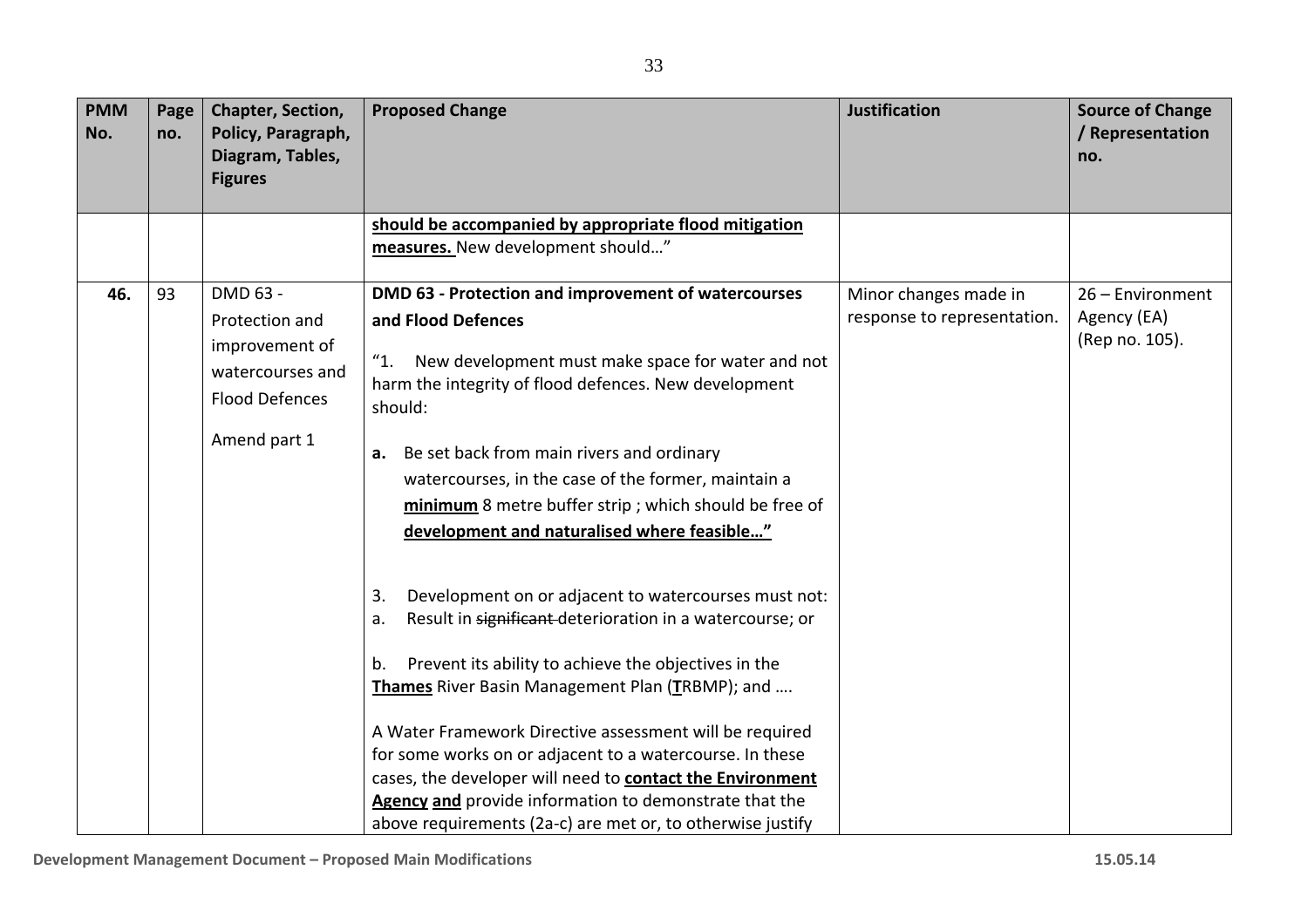| PMM No. | Page no. | Chapter, Section, Policy, Paragraph, Diagram, Tables, Figures | Proposed Change | Justification | Source of Change / Representation no. |
|---|---|---|---|---|---|
| | | | **should be accompanied by appropriate flood mitigation measures.** New development should…" | | |
| **46.** | 93 | DMD 63 - Protection and improvement of watercourses and Flood Defences<br><br>Amend part 1 | **DMD 63 - Protection and improvement of watercourses and Flood Defences**<br><br>"1. New development must make space for water and not harm the integrity of flood defences. New development should:<br><br>**a.** Be set back from main rivers and ordinary watercourses, in the case of the former, maintain a **minimum** 8 metre buffer strip ; which should be free of **development and naturalised where feasible…"**<br><br>3. Development on or adjacent to watercourses must not:<br>a. Result in ~~significant~~ deterioration in a watercourse; or<br><br>b. Prevent its ability to achieve the objectives in the **Thames** River Basin Management Plan (**T**RBMP); and ….<br><br>A Water Framework Directive assessment will be required for some works on or adjacent to a watercourse. In these cases, the developer will need to **contact the Environment Agency and** provide information to demonstrate that the above requirements (2a-c) are met or, to otherwise justify | Minor changes made in response to representation. | 26 – Environment Agency (EA) (Rep no. 105). |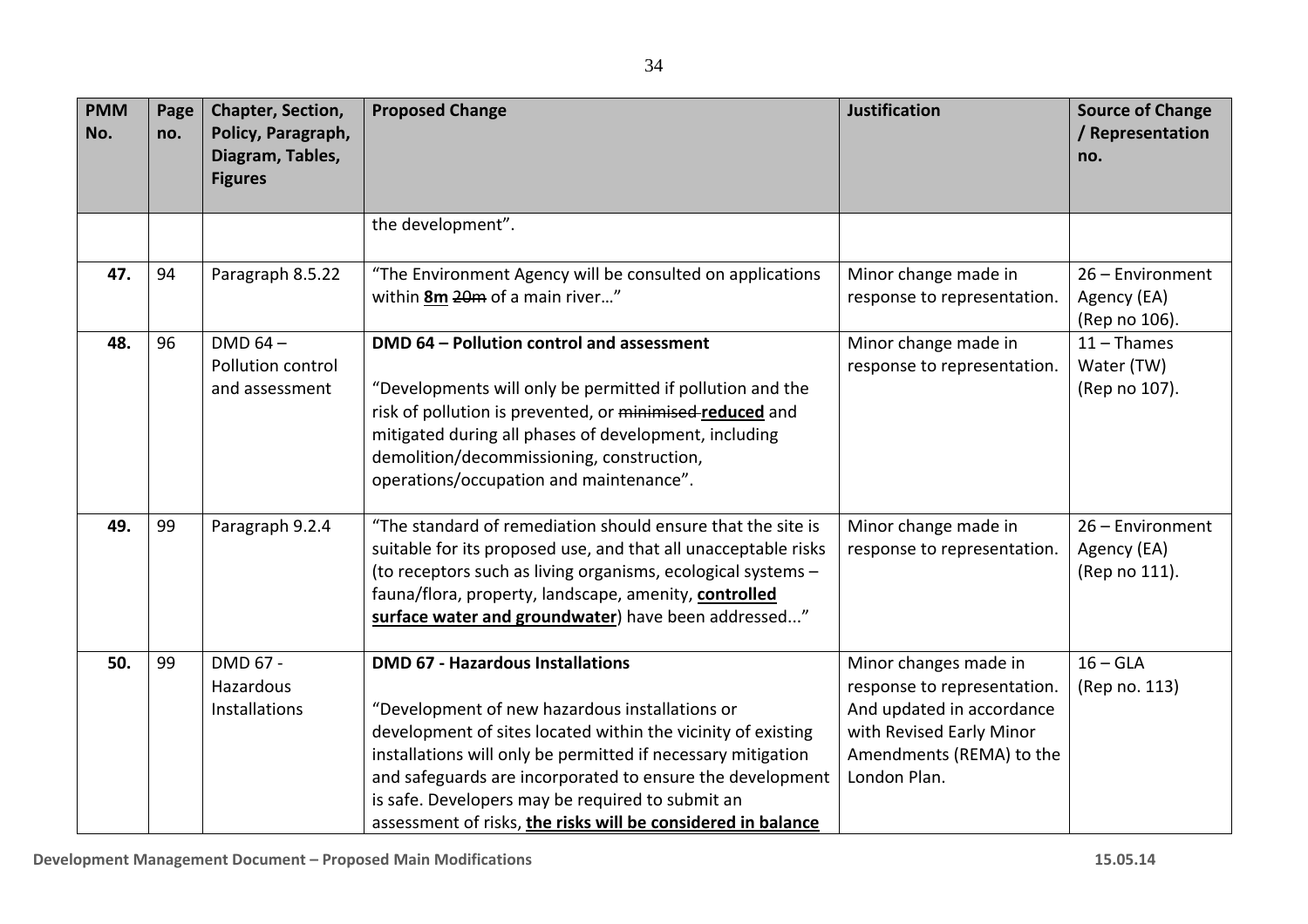| PMM No. | Page no. | Chapter, Section, Policy, Paragraph, Diagram, Tables, Figures | Proposed Change | Justification | Source of Change / Representation no. |
|---|---|---|---|---|---|
| | | | the development". | | |
| **47.** | 94 | Paragraph 8.5.22 | "The Environment Agency will be consulted on applications within **8m** ~~20m~~ of a main river…" | Minor change made in response to representation. | 26 – Environment Agency (EA) (Rep no 106). |
| **48.** | 96 | DMD 64 – Pollution control and assessment | **DMD 64 – Pollution control and assessment**<br><br>"Developments will only be permitted if pollution and the risk of pollution is prevented, or ~~minimised~~ **reduced** and mitigated during all phases of development, including demolition/decommissioning, construction, operations/occupation and maintenance". | Minor change made in response to representation. | 11 – Thames Water (TW) (Rep no 107). |
| **49.** | 99 | Paragraph 9.2.4 | "The standard of remediation should ensure that the site is suitable for its proposed use, and that all unacceptable risks (to receptors such as living organisms, ecological systems – fauna/flora, property, landscape, amenity, **controlled surface water and groundwater**) have been addressed..." | Minor change made in response to representation. | 26 – Environment Agency (EA) (Rep no 111). |
| **50.** | 99 | DMD 67 - Hazardous Installations | **DMD 67 - Hazardous Installations**<br><br>"Development of new hazardous installations or development of sites located within the vicinity of existing installations will only be permitted if necessary mitigation and safeguards are incorporated to ensure the development is safe. Developers may be required to submit an assessment of risks, **the risks will be considered in balance** | Minor changes made in response to representation. And updated in accordance with Revised Early Minor Amendments (REMA) to the London Plan. | 16 – GLA (Rep no. 113) |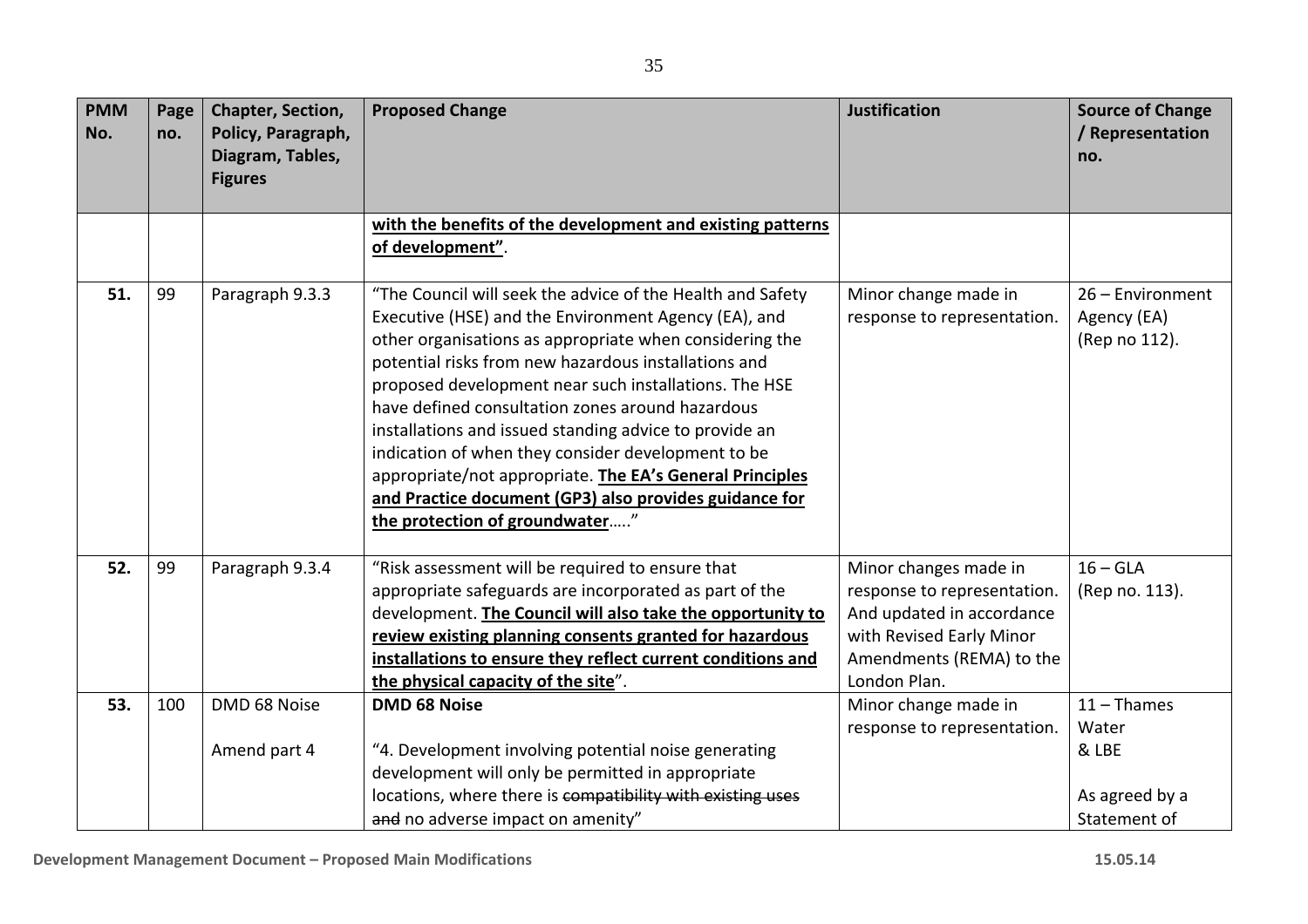| PMM No. | Page no. | Chapter, Section, Policy, Paragraph, Diagram, Tables, Figures | Proposed Change | Justification | Source of Change / Representation no. |
|---|---|---|---|---|---|
| | | | **with the benefits of the development and existing patterns of development"**. | | |
| **51.** | 99 | Paragraph 9.3.3 | "The Council will seek the advice of the Health and Safety Executive (HSE) and the Environment Agency (EA), and other organisations as appropriate when considering the potential risks from new hazardous installations and proposed development near such installations. The HSE have defined consultation zones around hazardous installations and issued standing advice to provide an indication of when they consider development to be appropriate/not appropriate. **The EA's General Principles and Practice document (GP3) also provides guidance for the protection of groundwater**….." | Minor change made in response to representation. | 26 – Environment Agency (EA) (Rep no 112). |
| **52.** | 99 | Paragraph 9.3.4 | "Risk assessment will be required to ensure that appropriate safeguards are incorporated as part of the development. **The Council will also take the opportunity to review existing planning consents granted for hazardous installations to ensure they reflect current conditions and the physical capacity of the site**". | Minor changes made in response to representation. And updated in accordance with Revised Early Minor Amendments (REMA) to the London Plan. | 16 – GLA (Rep no. 113). |
| **53.** | 100 | DMD 68 Noise<br><br>Amend part 4 | **DMD 68 Noise**<br><br>"4. Development involving potential noise generating development will only be permitted in appropriate locations, where there is ~~compatibility with existing uses and~~ no adverse impact on amenity" | Minor change made in response to representation. | 11 – Thames Water & LBE<br><br>As agreed by a Statement of |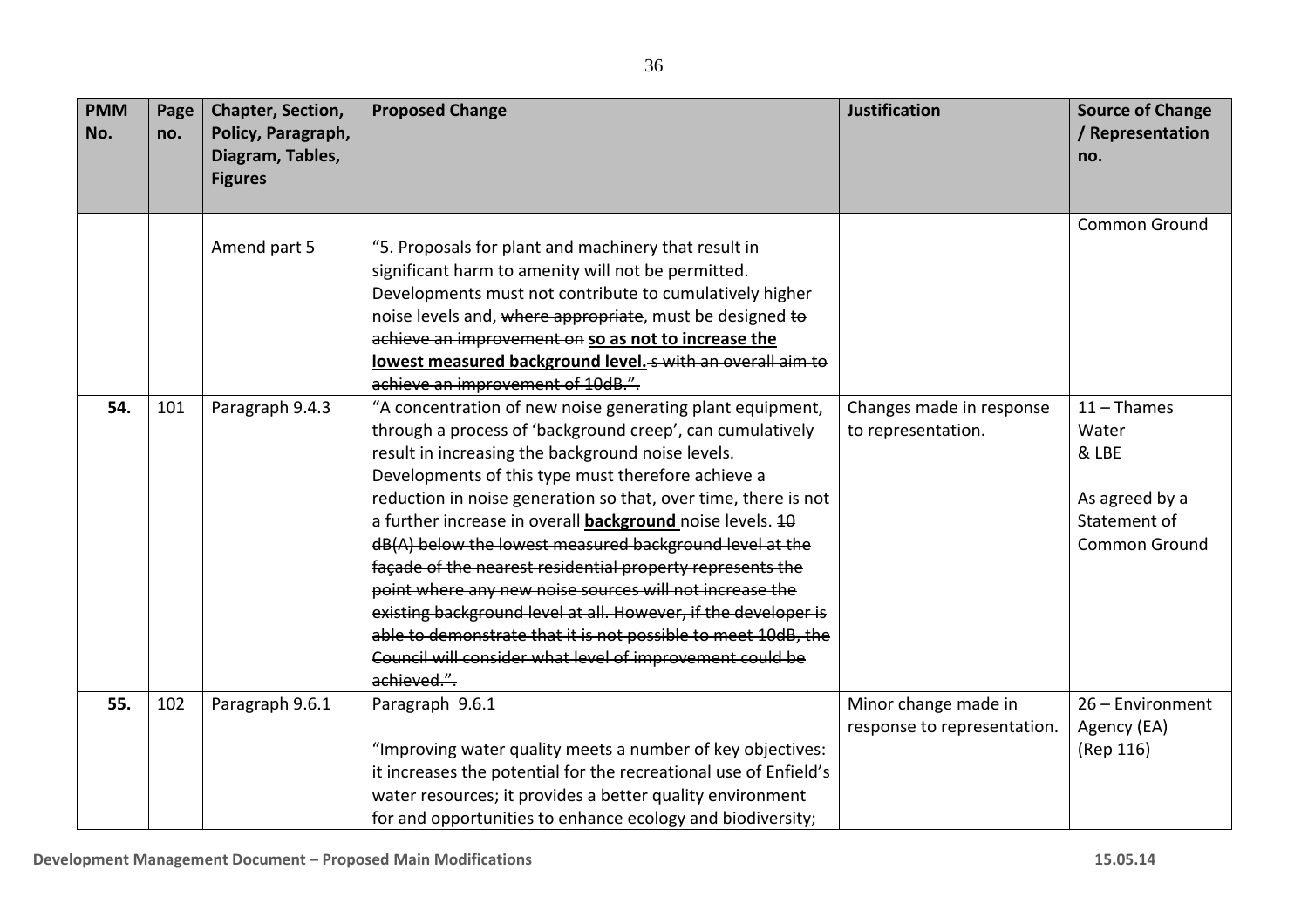| PMM No. | Page no. | Chapter, Section, Policy, Paragraph, Diagram, Tables, Figures | Proposed Change | Justification | Source of Change / Representation no. |
|---|---|---|---|---|---|
| | | Amend part 5 | "5. Proposals for plant and machinery that result in significant harm to amenity will not be permitted. Developments must not contribute to cumulatively higher noise levels and, ~~where appropriate~~, must be designed ~~to achieve an improvement on~~ **so as not to increase the lowest measured background level.** ~~s with an overall aim to achieve an improvement of 10dB.".~~ | | Common Ground |
| **54.** | 101 | Paragraph 9.4.3 | "A concentration of new noise generating plant equipment, through a process of 'background creep', can cumulatively result in increasing the background noise levels. Developments of this type must therefore achieve a reduction in noise generation so that, over time, there is not a further increase in overall **background** noise levels. ~~10 dB(A) below the lowest measured background level at the façade of the nearest residential property represents the point where any new noise sources will not increase the existing background level at all. However, if the developer is able to demonstrate that it is not possible to meet 10dB, the Council will consider what level of improvement could be achieved.".~~ | Changes made in response to representation. | 11 – Thames Water & LBE<br><br>As agreed by a Statement of Common Ground |
| **55.** | 102 | Paragraph 9.6.1 | Paragraph 9.6.1<br><br>"Improving water quality meets a number of key objectives: it increases the potential for the recreational use of Enfield's water resources; it provides a better quality environment for and opportunities to enhance ecology and biodiversity; | Minor change made in response to representation. | 26 – Environment Agency (EA) (Rep 116) |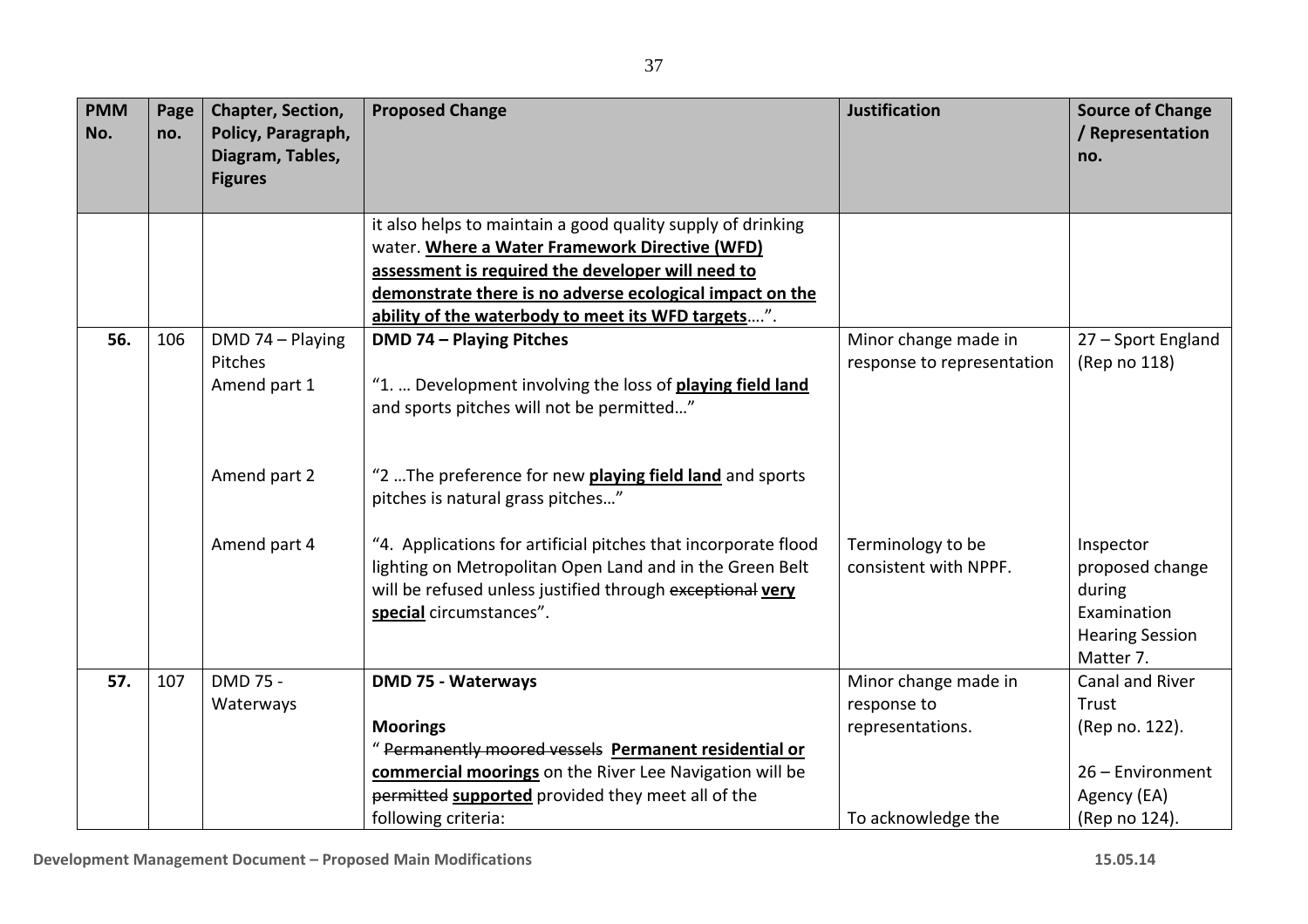| PMM No. | Page no. | Chapter, Section, Policy, Paragraph, Diagram, Tables, Figures | Proposed Change | Justification | Source of Change / Representation no. |
|---|---|---|---|---|---|
| | | | it also helps to maintain a good quality supply of drinking water. **<u>Where a Water Framework Directive (WFD) assessment is required the developer will need to demonstrate there is no adverse ecological impact on the ability of the waterbody to meet its WFD targets</u>**….". | | |
| **56.** | 106 | DMD 74 – Playing Pitches<br>Amend part 1 | **DMD 74 – Playing Pitches**<br><br>"1. … Development involving the loss of **<u>playing field land</u>** and sports pitches will not be permitted…" | Minor change made in response to representation | 27 – Sport England (Rep no 118) |
| | | Amend part 2 | "2 …The preference for new **<u>playing field land</u>** and sports pitches is natural grass pitches…" | | |
| | | Amend part 4 | "4. Applications for artificial pitches that incorporate flood lighting on Metropolitan Open Land and in the Green Belt will be refused unless justified through ~~exceptional~~ **<u>very special</u>** circumstances". | Terminology to be consistent with NPPF. | Inspector proposed change during Examination Hearing Session Matter 7. |
| **57.** | 107 | DMD 75 - Waterways | **DMD 75 - Waterways**<br><br>**Moorings**<br>" ~~Permanently moored vessels~~ **<u>Permanent residential or commercial moorings</u>** on the River Lee Navigation will be ~~permitted~~ **<u>supported</u>** provided they meet all of the following criteria: | Minor change made in response to representations.<br><br><br>To acknowledge the | Canal and River Trust (Rep no. 122).<br><br>26 – Environment Agency (EA) (Rep no 124). |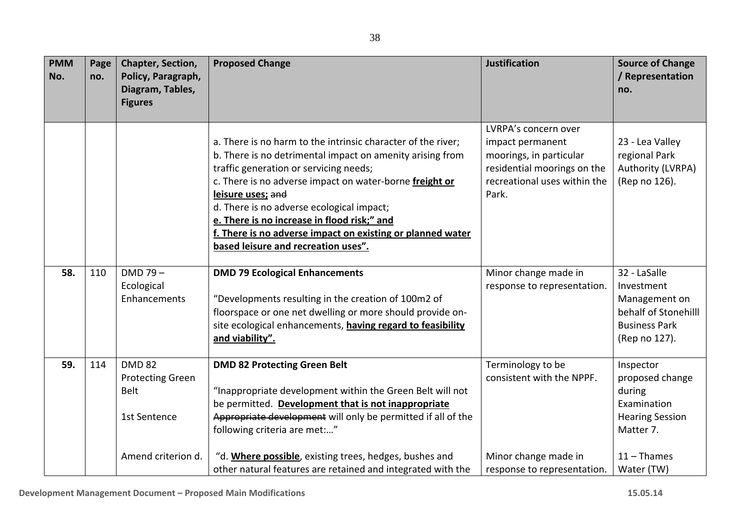| PMM No. | Page no. | Chapter, Section, Policy, Paragraph, Diagram, Tables, Figures | Proposed Change | Justification | Source of Change / Representation no. |
|---|---|---|---|---|---|
| | | | a. There is no harm to the intrinsic character of the river;<br>b. There is no detrimental impact on amenity arising from traffic generation or servicing needs;<br>c. There is no adverse impact on water-borne **<u>freight or leisure uses;</u>** ~~and~~<br>d. There is no adverse ecological impact;<br>**<u>e. There is no increase in flood risk;" and</u>**<br>**<u>f. There is no adverse impact on existing or planned water based leisure and recreation uses".</u>** | LVRPA's concern over impact permanent moorings, in particular residential moorings on the recreational uses within the Park. | 23 - Lea Valley regional Park Authority (LVRPA) (Rep no 126). |
| **58.** | 110 | DMD 79 – Ecological Enhancements | **DMD 79 Ecological Enhancements**<br><br>"Developments resulting in the creation of 100m2 of floorspace or one net dwelling or more should provide on-site ecological enhancements, **<u>having regard to feasibility and viability".</u>** | Minor change made in response to representation. | 32 - LaSalle Investment Management on behalf of Stonehilll Business Park (Rep no 127). |
| **59.** | 114 | DMD 82 Protecting Green Belt<br><br>1st Sentence | **DMD 82 Protecting Green Belt**<br><br>"Inappropriate development within the Green Belt will not be permitted. **<u>Development that is not inappropriate</u>** ~~Appropriate development~~ will only be permitted if all of the following criteria are met:..." | Terminology to be consistent with the NPPF. | Inspector proposed change during Examination Hearing Session Matter 7. |
| | | Amend criterion d. | "d. **<u>Where possible</u>**, existing trees, hedges, bushes and other natural features are retained and integrated with the | Minor change made in response to representation. | 11 – Thames Water (TW) |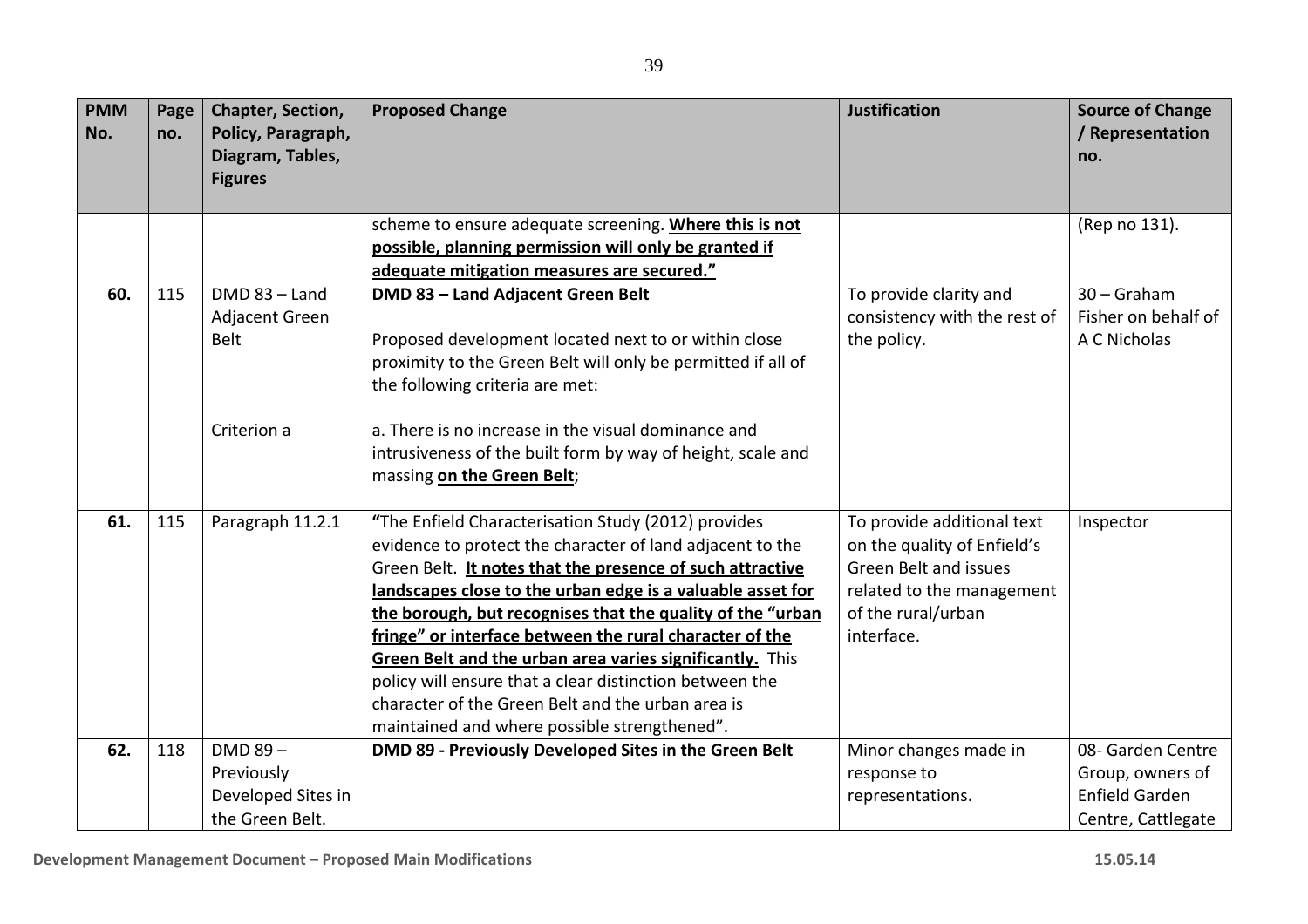| PMM No. | Page no. | Chapter, Section, Policy, Paragraph, Diagram, Tables, Figures | Proposed Change | Justification | Source of Change / Representation no. |
|---|---|---|---|---|---|
| | | | scheme to ensure adequate screening. **<u>Where this is not possible, planning permission will only be granted if adequate mitigation measures are secured.</u>"** | | (Rep no 131). |
| **60.** | 115 | DMD 83 – Land Adjacent Green Belt<br><br>Criterion a | **DMD 83 – Land Adjacent Green Belt**<br><br>Proposed development located next to or within close proximity to the Green Belt will only be permitted if all of the following criteria are met:<br><br>a. There is no increase in the visual dominance and intrusiveness of the built form by way of height, scale and massing **<u>on the Green Belt</u>**; | To provide clarity and consistency with the rest of the policy. | 30 – Graham Fisher on behalf of A C Nicholas |
| **61.** | 115 | Paragraph 11.2.1 | **"**The Enfield Characterisation Study (2012) provides evidence to protect the character of land adjacent to the Green Belt. **<u>It notes that the presence of such attractive landscapes close to the urban edge is a valuable asset for the borough, but recognises that the quality of the "urban fringe" or interface between the rural character of the Green Belt and the urban area varies significantly.</u>** This policy will ensure that a clear distinction between the character of the Green Belt and the urban area is maintained and where possible strengthened". | To provide additional text on the quality of Enfield's Green Belt and issues related to the management of the rural/urban interface. | Inspector |
| **62.** | 118 | DMD 89 – Previously Developed Sites in the Green Belt. | **DMD 89 - Previously Developed Sites in the Green Belt** | Minor changes made in response to representations. | 08- Garden Centre Group, owners of Enfield Garden Centre, Cattlegate |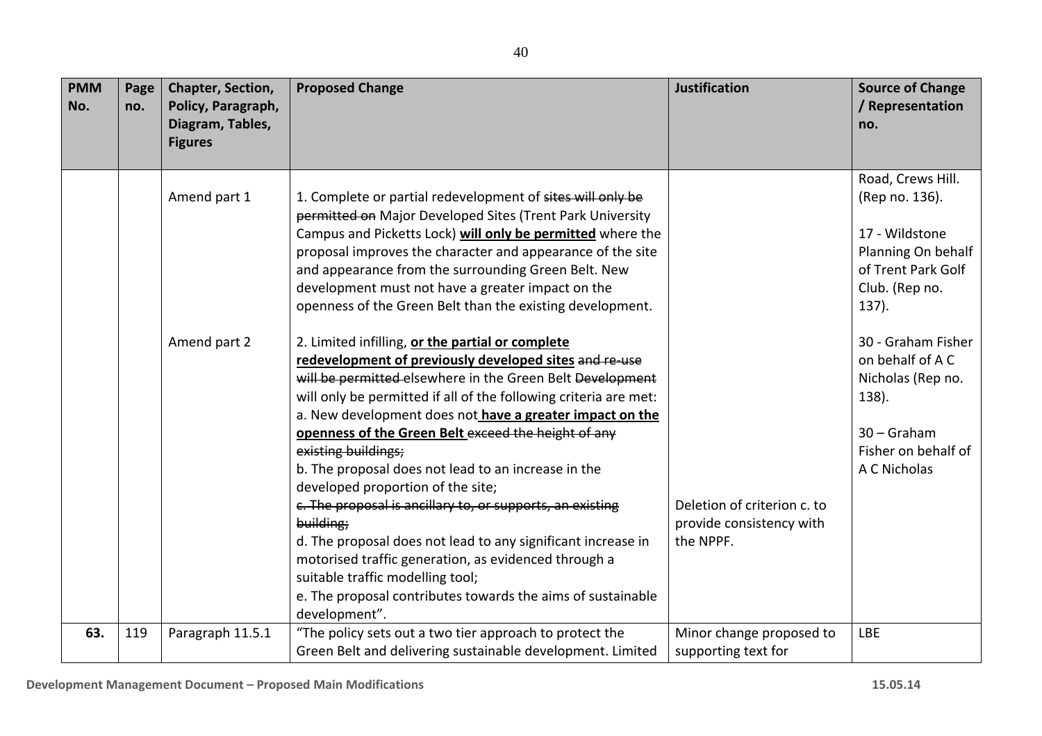| PMM No. | Page no. | Chapter, Section, Policy, Paragraph, Diagram, Tables, Figures | Proposed Change | Justification | Source of Change / Representation no. |
|---|---|---|---|---|---|
| | | Amend part 1<br><br><br><br><br><br><br>Amend part 2 | 1. Complete or partial redevelopment of ~~sites will only be permitted on~~ Major Developed Sites (Trent Park University Campus and Picketts Lock) **<u>will only be permitted</u>** where the proposal improves the character and appearance of the site and appearance from the surrounding Green Belt. New development must not have a greater impact on the openness of the Green Belt than the existing development.<br><br>2. Limited infilling, **<u>or the partial or complete redevelopment of previously developed sites</u>** ~~and re-use will be permitted~~ elsewhere in the Green Belt ~~Development~~ will only be permitted if all of the following criteria are met:<br>a. New development does not **<u>have a greater impact on the openness of the Green Belt</u>** ~~exceed the height of any existing buildings;~~<br>b. The proposal does not lead to an increase in the developed proportion of the site;<br>~~c. The proposal is ancillary to, or supports, an existing building;~~<br>d. The proposal does not lead to any significant increase in motorised traffic generation, as evidenced through a suitable traffic modelling tool;<br>e. The proposal contributes towards the aims of sustainable development". | Deletion of criterion c. to provide consistency with the NPPF. | Road, Crews Hill. (Rep no. 136).<br><br>17 - Wildstone Planning On behalf of Trent Park Golf Club. (Rep no. 137).<br><br>30 - Graham Fisher on behalf of A C Nicholas (Rep no. 138).<br><br>30 – Graham Fisher on behalf of A C Nicholas |
| **63.** | 119 | Paragraph 11.5.1 | "The policy sets out a two tier approach to protect the Green Belt and delivering sustainable development. Limited | Minor change proposed to supporting text for | LBE |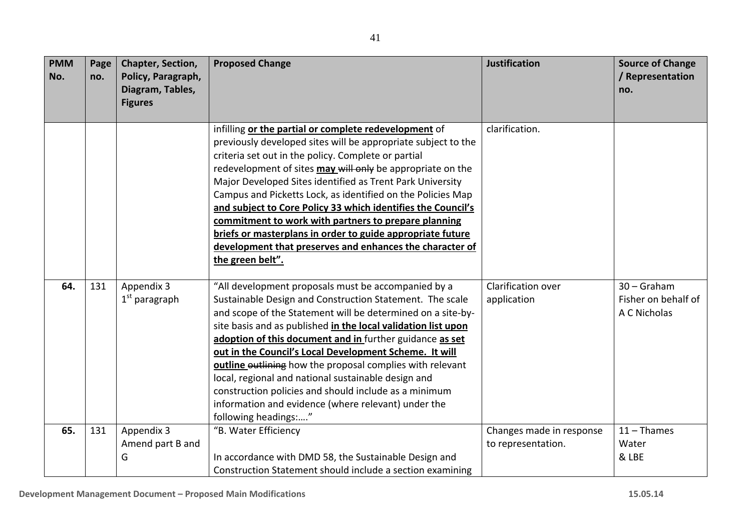| PMM No. | Page no. | Chapter, Section, Policy, Paragraph, Diagram, Tables, Figures | Proposed Change | Justification | Source of Change / Representation no. |
|---|---|---|---|---|---|
| | | | infilling **or the partial or complete redevelopment** of previously developed sites will be appropriate subject to the criteria set out in the policy. Complete or partial redevelopment of sites **may** ~~will only~~ be appropriate on the Major Developed Sites identified as Trent Park University Campus and Picketts Lock, as identified on the Policies Map **and subject to Core Policy 33 which identifies the Council's commitment to work with partners to prepare planning briefs or masterplans in order to guide appropriate future development that preserves and enhances the character of the green belt".** | clarification. | |
| **64.** | 131 | Appendix 3 1st paragraph | "All development proposals must be accompanied by a Sustainable Design and Construction Statement. The scale and scope of the Statement will be determined on a site-by-site basis and as published **in the local validation list upon adoption of this document and in** further guidance **as set out in the Council's Local Development Scheme. It will outline** ~~outlining~~ how the proposal complies with relevant local, regional and national sustainable design and construction policies and should include as a minimum information and evidence (where relevant) under the following headings:…." | Clarification over application | 30 – Graham Fisher on behalf of A C Nicholas |
| **65.** | 131 | Appendix 3 Amend part B and G | "B. Water Efficiency<br><br>In accordance with DMD 58, the Sustainable Design and Construction Statement should include a section examining | Changes made in response to representation. | 11 – Thames Water & LBE |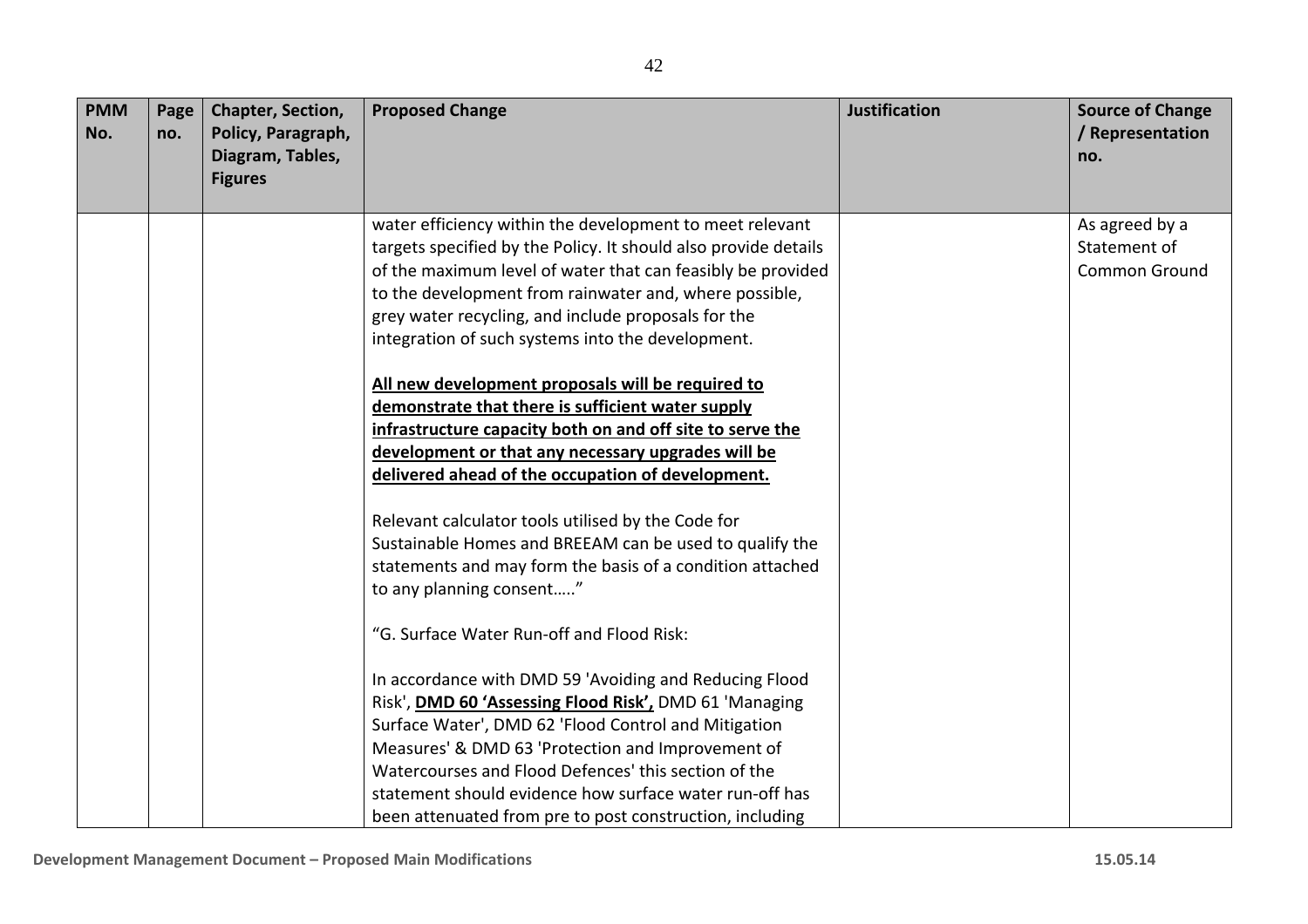| PMM No. | Page no. | Chapter, Section, Policy, Paragraph, Diagram, Tables, Figures | Proposed Change | Justification | Source of Change / Representation no. |
|---|---|---|---|---|---|
| | | | water efficiency within the development to meet relevant targets specified by the Policy. It should also provide details of the maximum level of water that can feasibly be provided to the development from rainwater and, where possible, grey water recycling, and include proposals for the integration of such systems into the development.<br><br>**<u>All new development proposals will be required to demonstrate that there is sufficient water supply infrastructure capacity both on and off site to serve the development or that any necessary upgrades will be delivered ahead of the occupation of development.</u>**<br><br>Relevant calculator tools utilised by the Code for Sustainable Homes and BREEAM can be used to qualify the statements and may form the basis of a condition attached to any planning consent….."<br><br>"G. Surface Water Run-off and Flood Risk:<br><br>In accordance with DMD 59 'Avoiding and Reducing Flood Risk', **<u>DMD 60 'Assessing Flood Risk',</u>** DMD 61 'Managing Surface Water', DMD 62 'Flood Control and Mitigation Measures' & DMD 63 'Protection and Improvement of Watercourses and Flood Defences' this section of the statement should evidence how surface water run-off has been attenuated from pre to post construction, including | | As agreed by a Statement of Common Ground |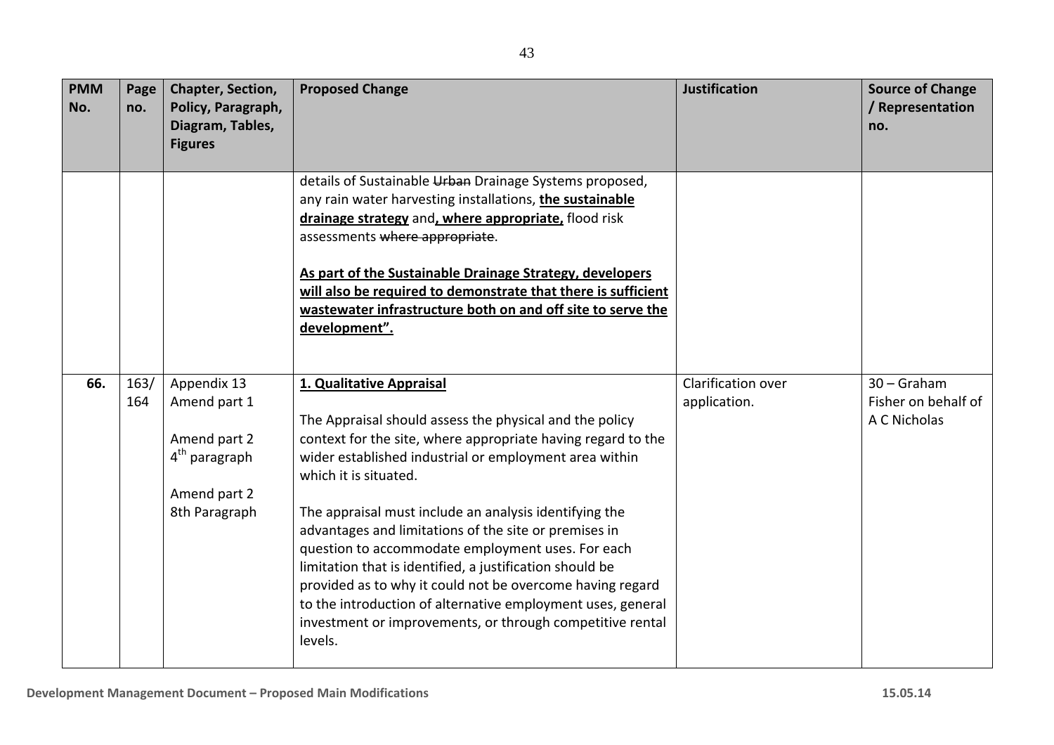| PMM No. | Page no. | Chapter, Section, Policy, Paragraph, Diagram, Tables, Figures | Proposed Change | Justification | Source of Change / Representation no. |
|---|---|---|---|---|---|
| | | | details of Sustainable ~~Urban~~ Drainage Systems proposed, any rain water harvesting installations, **<u>the sustainable drainage strategy</u>** and**<u>, where appropriate,</u>** flood risk assessments ~~where appropriate~~.<br><br>**<u>As part of the Sustainable Drainage Strategy, developers will also be required to demonstrate that there is sufficient wastewater infrastructure both on and off site to serve the development".</u>** | | |
| **66.** | 163/ 164 | Appendix 13 Amend part 1<br><br>Amend part 2 4th paragraph<br><br>Amend part 2 8th Paragraph | **<u>1. Qualitative Appraisal</u>**<br><br>The Appraisal should assess the physical and the policy context for the site, where appropriate having regard to the wider established industrial or employment area within which it is situated.<br><br>The appraisal must include an analysis identifying the advantages and limitations of the site or premises in question to accommodate employment uses. For each limitation that is identified, a justification should be provided as to why it could not be overcome having regard to the introduction of alternative employment uses, general investment or improvements, or through competitive rental levels. | Clarification over application. | 30 – Graham Fisher on behalf of A C Nicholas |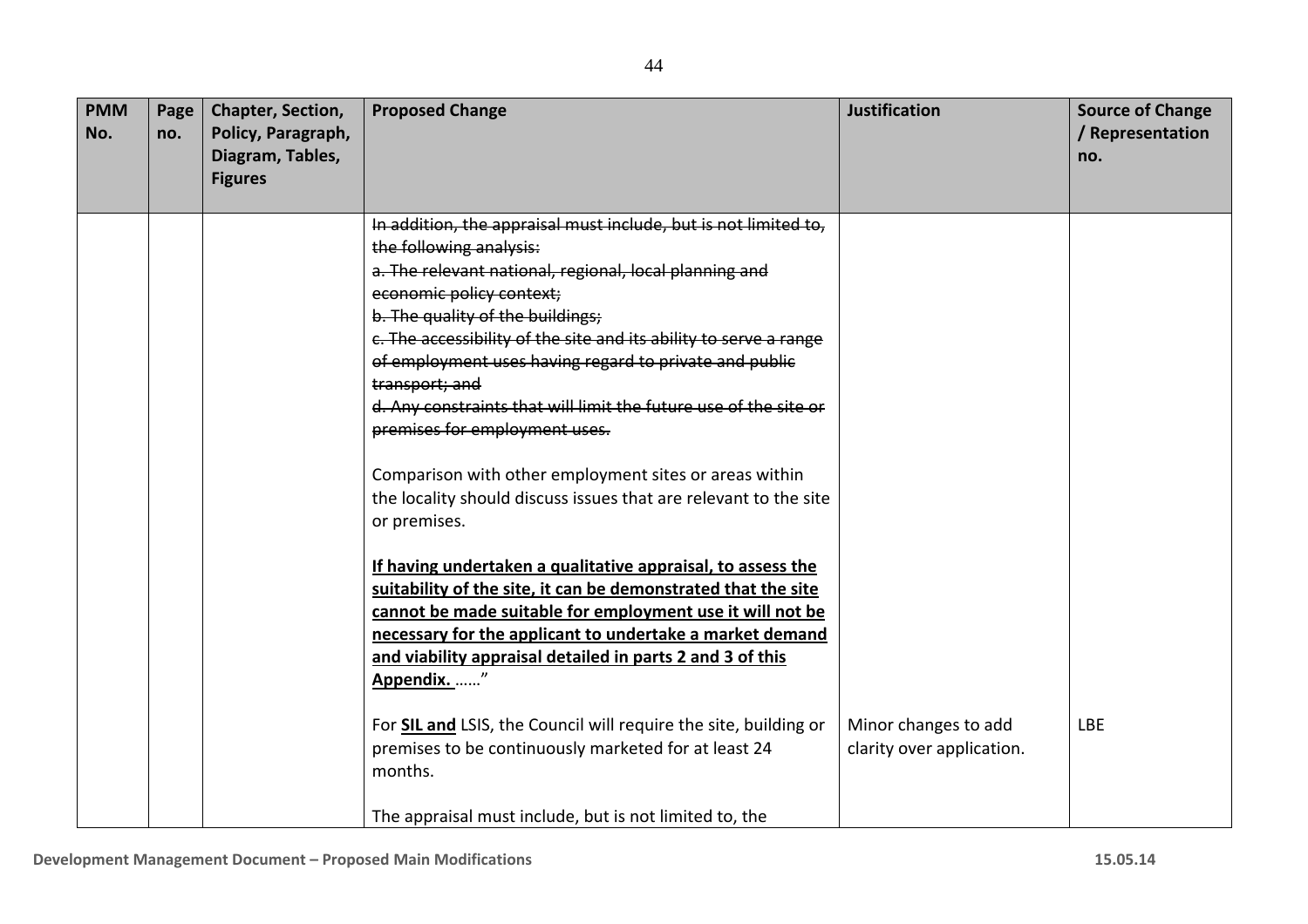| PMM No. | Page no. | Chapter, Section, Policy, Paragraph, Diagram, Tables, Figures | Proposed Change | Justification | Source of Change / Representation no. |
|---|---|---|---|---|---|
| | | | ~~In addition, the appraisal must include, but is not limited to, the following analysis:~~<br>~~a. The relevant national, regional, local planning and economic policy context;~~<br>~~b. The quality of the buildings;~~<br>~~c. The accessibility of the site and its ability to serve a range of employment uses having regard to private and public transport; and~~<br>~~d. Any constraints that will limit the future use of the site or premises for employment uses.~~<br><br>Comparison with other employment sites or areas within the locality should discuss issues that are relevant to the site or premises.<br><br>**<u>If having undertaken a qualitative appraisal, to assess the suitability of the site, it can be demonstrated that the site cannot be made suitable for employment use it will not be necessary for the applicant to undertake a market demand and viability appraisal detailed in parts 2 and 3 of this Appendix.</u>** ……" | | |
| | | | For **<u>SIL and</u>** LSIS, the Council will require the site, building or premises to be continuously marketed for at least 24 months.<br><br>The appraisal must include, but is not limited to, the | Minor changes to add clarity over application. | LBE |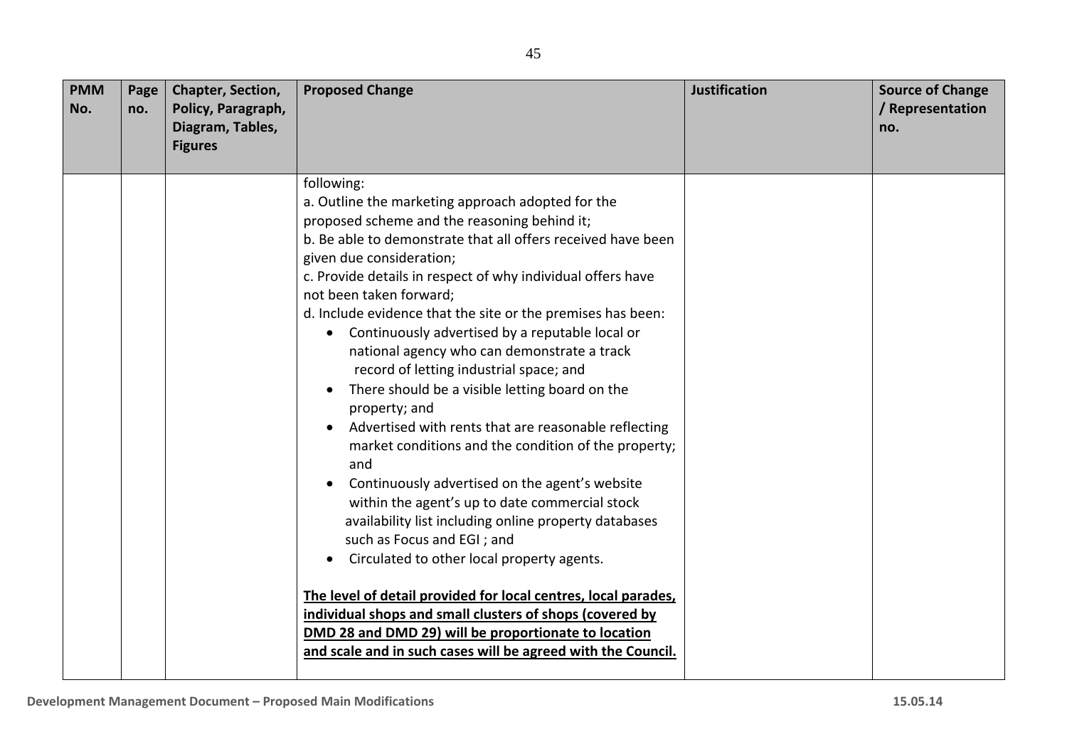| PMM No. | Page no. | Chapter, Section, Policy, Paragraph, Diagram, Tables, Figures | Proposed Change | Justification | Source of Change / Representation no. |
|---|---|---|---|---|---|
| | | | following:<br>a. Outline the marketing approach adopted for the proposed scheme and the reasoning behind it;<br>b. Be able to demonstrate that all offers received have been given due consideration;<br>c. Provide details in respect of why individual offers have not been taken forward;<br>d. Include evidence that the site or the premises has been:<br>• Continuously advertised by a reputable local or national agency who can demonstrate a track record of letting industrial space; and<br>• There should be a visible letting board on the property; and<br>• Advertised with rents that are reasonable reflecting market conditions and the condition of the property; and<br>• Continuously advertised on the agent's website within the agent's up to date commercial stock availability list including online property databases such as Focus and EGI ; and<br>• Circulated to other local property agents.<br><br>**<u>The level of detail provided for local centres, local parades, individual shops and small clusters of shops (covered by DMD 28 and DMD 29) will be proportionate to location and scale and in such cases will be agreed with the Council.</u>** | | |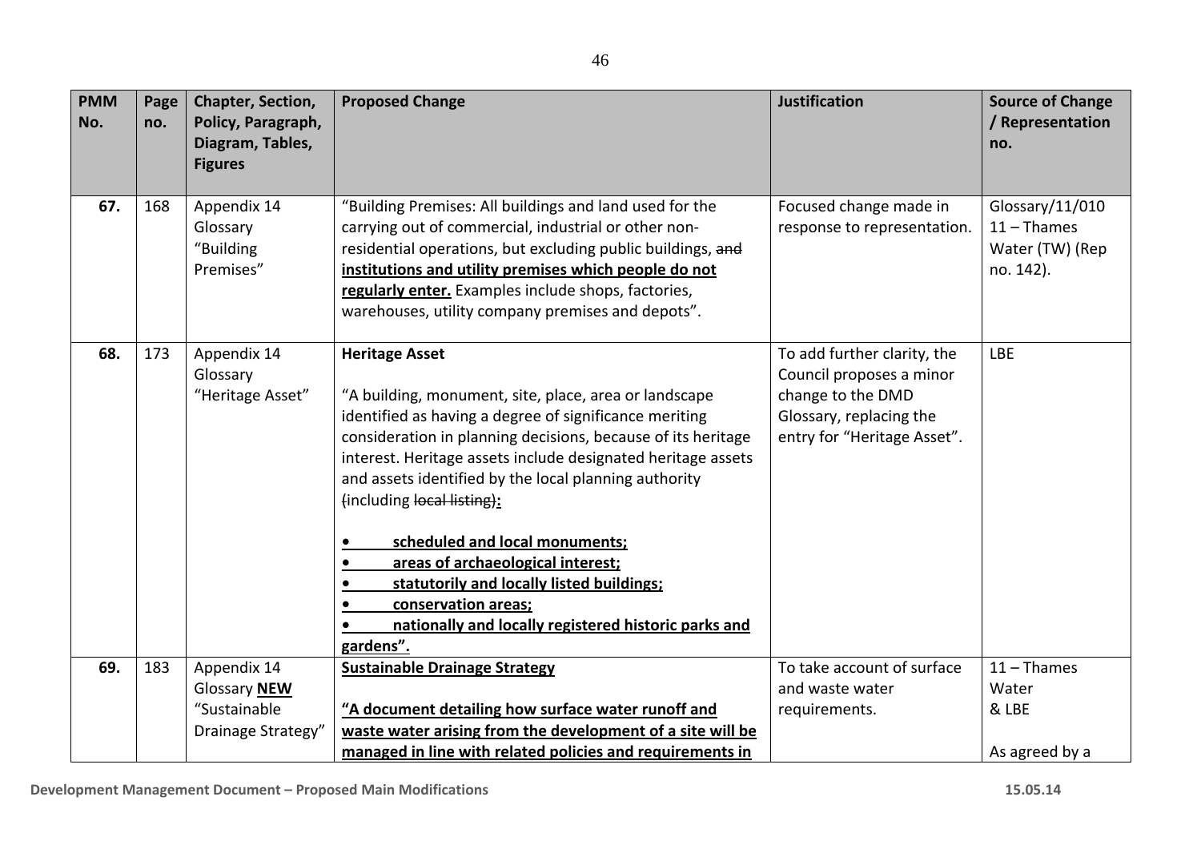| PMM No. | Page no. | Chapter, Section, Policy, Paragraph, Diagram, Tables, Figures | Proposed Change | Justification | Source of Change / Representation no. |
|---|---|---|---|---|---|
| **67.** | 168 | Appendix 14 Glossary "Building Premises" | "Building Premises: All buildings and land used for the carrying out of commercial, industrial or other non-residential operations, but excluding public buildings, ~~and~~ **institutions and utility premises which people do not regularly enter.** Examples include shops, factories, warehouses, utility company premises and depots". | Focused change made in response to representation. | Glossary/11/010 11 – Thames Water (TW) (Rep no. 142). |
| **68.** | 173 | Appendix 14 Glossary "Heritage Asset" | **Heritage Asset**<br><br>"A building, monument, site, place, area or landscape identified as having a degree of significance meriting consideration in planning decisions, because of its heritage interest. Heritage assets include designated heritage assets and assets identified by the local planning authority ~~(~~including ~~local listing)~~**:**<br><br>• **scheduled and local monuments;**<br>• **areas of archaeological interest;**<br>• **statutorily and locally listed buildings;**<br>• **conservation areas;**<br>• **nationally and locally registered historic parks and gardens".** | To add further clarity, the Council proposes a minor change to the DMD Glossary, replacing the entry for "Heritage Asset". | LBE |
| **69.** | 183 | Appendix 14 Glossary **NEW** "Sustainable Drainage Strategy" | **Sustainable Drainage Strategy**<br><br>**"A document detailing how surface water runoff and waste water arising from the development of a site will be managed in line with related policies and requirements in** | To take account of surface and waste water requirements. | 11 – Thames Water & LBE<br><br>As agreed by a |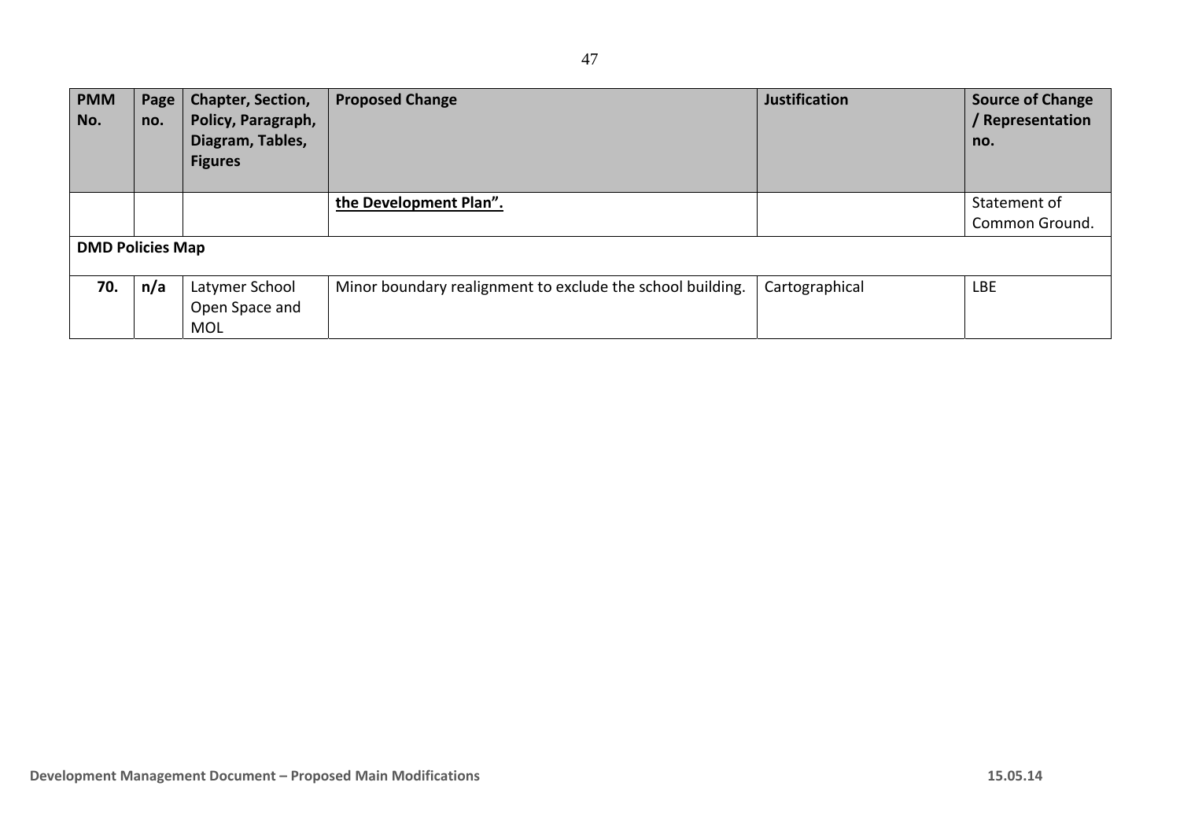| PMM No. | Page no. | Chapter, Section, Policy, Paragraph, Diagram, Tables, Figures | Proposed Change | Justification | Source of Change / Representation no. |
|---|---|---|---|---|---|
| | | | **<u>the Development Plan".</u>** | | Statement of Common Ground. |
| **DMD Policies Map** | | | | | |
| **70.** | **n/a** | Latymer School Open Space and MOL | Minor boundary realignment to exclude the school building. | Cartographical | LBE |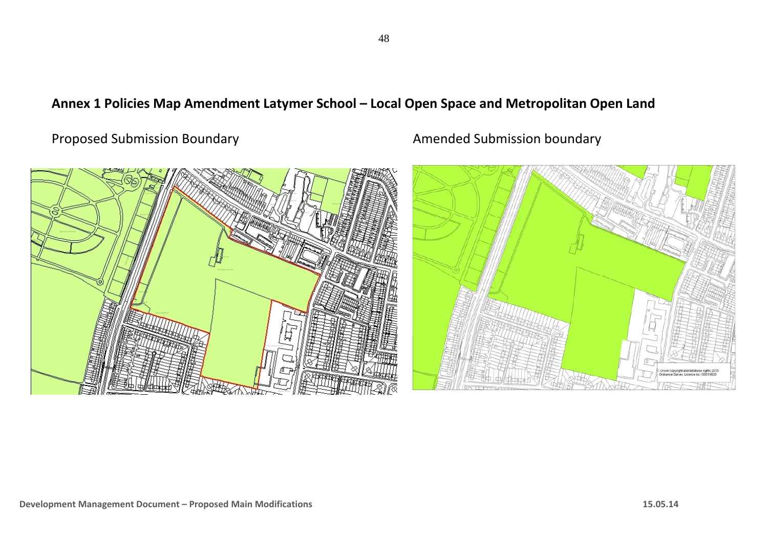## Annex 1 Policies Map Amendment Latymer School – Local Open Space and Metropolitan Open Land

Proposed Submission Boundary

Amended Submission boundary

© Crown copyright and database rights 2013 Ordnance Survey Licence no.100019820

Development Management Document – Proposed Main Modifications 15.05.14